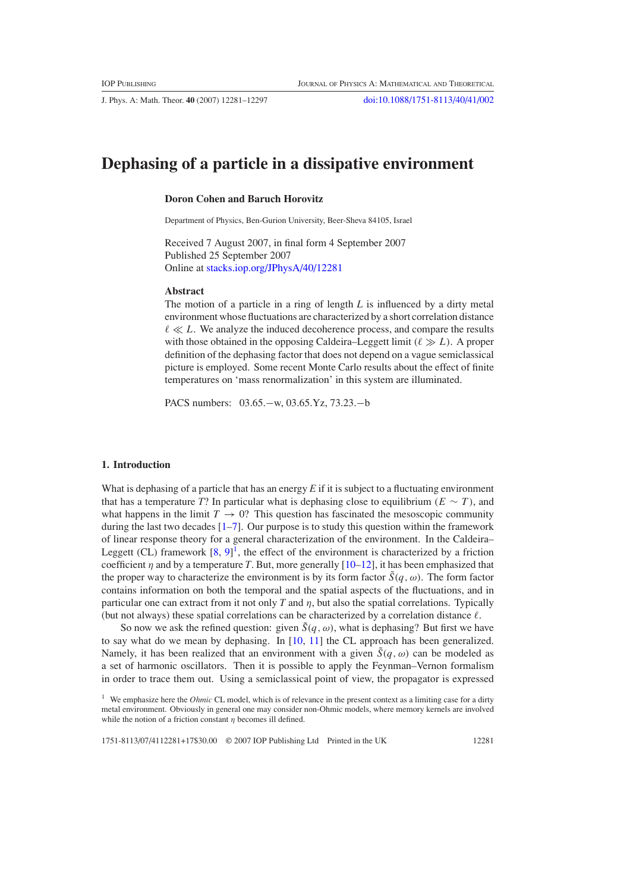# Dephasing of a particle in a dissipative environment

**Doron Cohen and Baruch Horovitz**

Department of Physics, Ben-Gurion University, Beer-Sheva 84105, Israel

Received 7 August 2007, in final form 4 September 2007
Published 25 September 2007
Online at stacks.iop.org/JPhysA/40/12281

### Abstract

The motion of a particle in a ring of length $L$ is influenced by a dirty metal environment whose fluctuations are characterized by a short correlation distance $\ell \ll L$. We analyze the induced decoherence process, and compare the results with those obtained in the opposing Caldeira–Leggett limit ($\ell \gg L$). A proper definition of the dephasing factor that does not depend on a vague semiclassical picture is employed. Some recent Monte Carlo results about the effect of finite temperatures on 'mass renormalization' in this system are illuminated.

PACS numbers: 03.65.−w, 03.65.Yz, 73.23.−b

## 1. Introduction

What is dephasing of a particle that has an energy $E$ if it is subject to a fluctuating environment that has a temperature $T$? In particular what is dephasing close to equilibrium ($E \sim T$), and what happens in the limit $T \to 0$? This question has fascinated the mesoscopic community during the last two decades [1–7]. Our purpose is to study this question within the framework of linear response theory for a general characterization of the environment. In the Caldeira–Leggett (CL) framework [8, 9][1], the effect of the environment is characterized by a friction coefficient $\eta$ and by a temperature $T$. But, more generally [10–12], it has been emphasized that the proper way to characterize the environment is by its form factor $\tilde{S}(q, \omega)$. The form factor contains information on both the temporal and the spatial aspects of the fluctuations, and in particular one can extract from it not only $T$ and $\eta$, but also the spatial correlations. Typically (but not always) these spatial correlations can be characterized by a correlation distance $\ell$.

So now we ask the refined question: given $\tilde{S}(q, \omega)$, what is dephasing? But first we have to say what do we mean by dephasing. In [10, 11] the CL approach has been generalized. Namely, it has been realized that an environment with a given $\tilde{S}(q, \omega)$ can be modeled as a set of harmonic oscillators. Then it is possible to apply the Feynman–Vernon formalism in order to trace them out. Using a semiclassical point of view, the propagator is expressed

[1] We emphasize here the *Ohmic* CL model, which is of relevance in the present context as a limiting case for a dirty metal environment. Obviously in general one may consider non-Ohmic models, where memory kernels are involved while the notion of a friction constant $\eta$ becomes ill defined.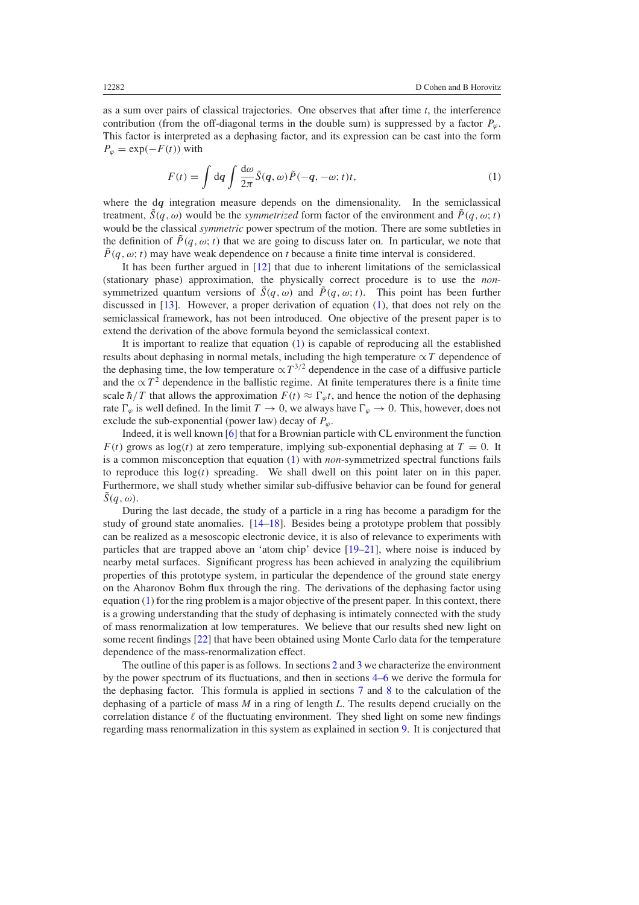as a sum over pairs of classical trajectories. One observes that after time $t$, the interference contribution (from the off-diagonal terms in the double sum) is suppressed by a factor $P_\varphi$. This factor is interpreted as a dephasing factor, and its expression can be cast into the form $P_\varphi = \exp(-F(t))$ with

$$F(t) = \int \mathrm{d}\boldsymbol{q} \int \frac{\mathrm{d}\omega}{2\pi} \tilde{S}(\boldsymbol{q}, \omega) \tilde{P}(-\boldsymbol{q}, -\omega; t) t, \tag{1}$$

where the $\mathrm{d}\boldsymbol{q}$ integration measure depends on the dimensionality. In the semiclassical treatment, $\tilde{S}(q, \omega)$ would be the *symmetrized* form factor of the environment and $\tilde{P}(q, \omega; t)$ would be the classical *symmetric* power spectrum of the motion. There are some subtleties in the definition of $\tilde{P}(q, \omega; t)$ that we are going to discuss later on. In particular, we note that $\tilde{P}(q, \omega; t)$ may have weak dependence on $t$ because a finite time interval is considered.

It has been further argued in [12] that due to inherent limitations of the semiclassical (stationary phase) approximation, the physically correct procedure is to use the *non*-symmetrized quantum versions of $\tilde{S}(q, \omega)$ and $\tilde{P}(q, \omega; t)$. This point has been further discussed in [13]. However, a proper derivation of equation (1), that does not rely on the semiclassical framework, has not been introduced. One objective of the present paper is to extend the derivation of the above formula beyond the semiclassical context.

It is important to realize that equation (1) is capable of reproducing all the established results about dephasing in normal metals, including the high temperature $\propto T$ dependence of the dephasing time, the low temperature $\propto T^{3/2}$ dependence in the case of a diffusive particle and the $\propto T^2$ dependence in the ballistic regime. At finite temperatures there is a finite time scale $\hbar/T$ that allows the approximation $F(t) \approx \Gamma_\varphi t$, and hence the notion of the dephasing rate $\Gamma_\varphi$ is well defined. In the limit $T \to 0$, we always have $\Gamma_\varphi \to 0$. This, however, does not exclude the sub-exponential (power law) decay of $P_\varphi$.

Indeed, it is well known [6] that for a Brownian particle with CL environment the function $F(t)$ grows as $\log(t)$ at zero temperature, implying sub-exponential dephasing at $T = 0$. It is a common misconception that equation (1) with *non*-symmetrized spectral functions fails to reproduce this $\log(t)$ spreading. We shall dwell on this point later on in this paper. Furthermore, we shall study whether similar sub-diffusive behavior can be found for general $\tilde{S}(q, \omega)$.

During the last decade, the study of a particle in a ring has become a paradigm for the study of ground state anomalies. [14–18]. Besides being a prototype problem that possibly can be realized as a mesoscopic electronic device, it is also of relevance to experiments with particles that are trapped above an 'atom chip' device [19–21], where noise is induced by nearby metal surfaces. Significant progress has been achieved in analyzing the equilibrium properties of this prototype system, in particular the dependence of the ground state energy on the Aharonov Bohm flux through the ring. The derivations of the dephasing factor using equation (1) for the ring problem is a major objective of the present paper. In this context, there is a growing understanding that the study of dephasing is intimately connected with the study of mass renormalization at low temperatures. We believe that our results shed new light on some recent findings [22] that have been obtained using Monte Carlo data for the temperature dependence of the mass-renormalization effect.

The outline of this paper is as follows. In sections 2 and 3 we characterize the environment by the power spectrum of its fluctuations, and then in sections 4–6 we derive the formula for the dephasing factor. This formula is applied in sections 7 and 8 to the calculation of the dephasing of a particle of mass $M$ in a ring of length $L$. The results depend crucially on the correlation distance $\ell$ of the fluctuating environment. They shed light on some new findings regarding mass renormalization in this system as explained in section 9. It is conjectured that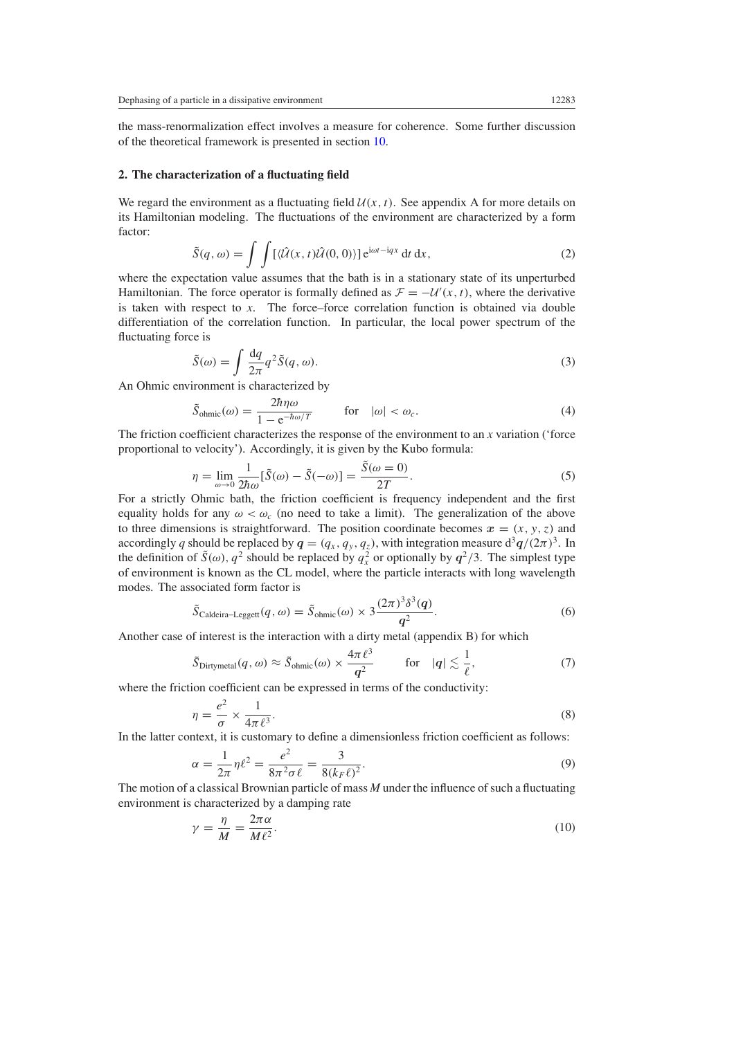the mass-renormalization effect involves a measure for coherence. Some further discussion of the theoretical framework is presented in section 10.

## 2. The characterization of a fluctuating field

We regard the environment as a fluctuating field $\mathcal{U}(x,t)$. See appendix A for more details on its Hamiltonian modeling. The fluctuations of the environment are characterized by a form factor:

$$\tilde{S}(q,\omega) = \int\int [\langle \hat{\mathcal{U}}(x,t)\hat{\mathcal{U}}(0,0)\rangle]\, \mathrm{e}^{\mathrm{i}\omega t - \mathrm{i}qx}\, \mathrm{d}t\, \mathrm{d}x, \tag{2}$$

where the expectation value assumes that the bath is in a stationary state of its unperturbed Hamiltonian. The force operator is formally defined as $\mathcal{F} = -\mathcal{U}'(x,t)$, where the derivative is taken with respect to $x$. The force–force correlation function is obtained via double differentiation of the correlation function. In particular, the local power spectrum of the fluctuating force is

$$\tilde{S}(\omega) = \int \frac{\mathrm{d}q}{2\pi} q^2 \tilde{S}(q,\omega). \tag{3}$$

An Ohmic environment is characterized by

$$\tilde{S}_{\mathrm{ohmic}}(\omega) = \frac{2\hbar\eta\omega}{1-\mathrm{e}^{-\hbar\omega/T}} \qquad \text{for} \quad |\omega| < \omega_c. \tag{4}$$

The friction coefficient characterizes the response of the environment to an $x$ variation ('force proportional to velocity'). Accordingly, it is given by the Kubo formula:

$$\eta = \lim_{\omega\to 0} \frac{1}{2\hbar\omega}[\tilde{S}(\omega) - \tilde{S}(-\omega)] = \frac{\tilde{S}(\omega=0)}{2T}. \tag{5}$$

For a strictly Ohmic bath, the friction coefficient is frequency independent and the first equality holds for any $\omega < \omega_c$ (no need to take a limit). The generalization of the above to three dimensions is straightforward. The position coordinate becomes $\boldsymbol{x} = (x, y, z)$ and accordingly $q$ should be replaced by $\boldsymbol{q} = (q_x, q_y, q_z)$, with integration measure $\mathrm{d}^3\boldsymbol{q}/(2\pi)^3$. In the definition of $\tilde{S}(\omega)$, $q^2$ should be replaced by $q_x^2$ or optionally by $\boldsymbol{q}^2/3$. The simplest type of environment is known as the CL model, where the particle interacts with long wavelength modes. The associated form factor is

$$\tilde{S}_{\text{Caldeira–Leggett}}(q,\omega) = \tilde{S}_{\mathrm{ohmic}}(\omega) \times 3\frac{(2\pi)^3\delta^3(\boldsymbol{q})}{\boldsymbol{q}^2}. \tag{6}$$

Another case of interest is the interaction with a dirty metal (appendix B) for which

$$\tilde{S}_{\mathrm{Dirtymetal}}(q,\omega) \approx \tilde{S}_{\mathrm{ohmic}}(\omega) \times \frac{4\pi\ell^3}{\boldsymbol{q}^2} \qquad \text{for} \quad |\boldsymbol{q}| \lesssim \frac{1}{\ell}, \tag{7}$$

where the friction coefficient can be expressed in terms of the conductivity:

$$\eta = \frac{e^2}{\sigma} \times \frac{1}{4\pi\ell^3}. \tag{8}$$

In the latter context, it is customary to define a dimensionless friction coefficient as follows:

$$\alpha = \frac{1}{2\pi}\eta\ell^2 = \frac{e^2}{8\pi^2\sigma\ell} = \frac{3}{8(k_F\ell)^2}. \tag{9}$$

The motion of a classical Brownian particle of mass $M$ under the influence of such a fluctuating environment is characterized by a damping rate

$$\gamma = \frac{\eta}{M} = \frac{2\pi\alpha}{M\ell^2}. \tag{10}$$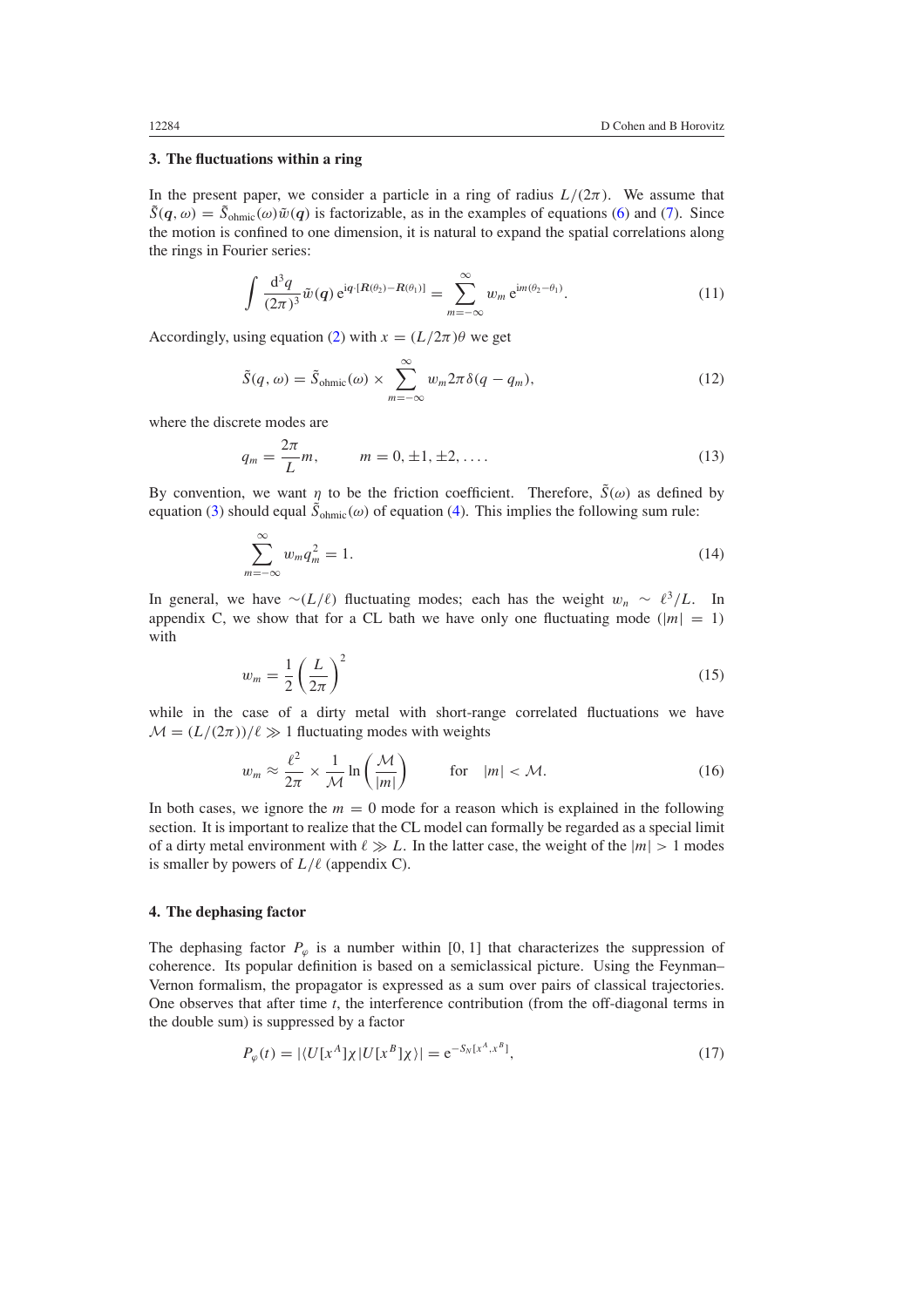### 3. The fluctuations within a ring

In the present paper, we consider a particle in a ring of radius $L/(2\pi)$. We assume that $\tilde{S}(\boldsymbol{q}, \omega) = \tilde{S}_{\text{ohmic}}(\omega)\tilde{w}(\boldsymbol{q})$ is factorizable, as in the examples of equations (6) and (7). Since the motion is confined to one dimension, it is natural to expand the spatial correlations along the rings in Fourier series:

$$\int \frac{\mathrm{d}^3 q}{(2\pi)^3} \tilde{w}(\boldsymbol{q})\, \mathrm{e}^{\mathrm{i}\boldsymbol{q}\cdot[\boldsymbol{R}(\theta_2)-\boldsymbol{R}(\theta_1)]} = \sum_{m=-\infty}^{\infty} w_m\, \mathrm{e}^{\mathrm{i}m(\theta_2-\theta_1)}. \tag{11}$$

Accordingly, using equation (2) with $x = (L/2\pi)\theta$ we get

$$\tilde{S}(q, \omega) = \tilde{S}_{\text{ohmic}}(\omega) \times \sum_{m=-\infty}^{\infty} w_m 2\pi \delta(q - q_m), \tag{12}$$

where the discrete modes are

$$q_m = \frac{2\pi}{L} m, \qquad m = 0, \pm 1, \pm 2, \ldots. \tag{13}$$

By convention, we want $\eta$ to be the friction coefficient. Therefore, $\tilde{S}(\omega)$ as defined by equation (3) should equal $\tilde{S}_{\text{ohmic}}(\omega)$ of equation (4). This implies the following sum rule:

$$\sum_{m=-\infty}^{\infty} w_m q_m^2 = 1. \tag{14}$$

In general, we have $\sim(L/\ell)$ fluctuating modes; each has the weight $w_n \sim \ell^3/L$. In appendix C, we show that for a CL bath we have only one fluctuating mode ($|m| = 1$) with

$$w_m = \frac{1}{2}\left(\frac{L}{2\pi}\right)^2 \tag{15}$$

while in the case of a dirty metal with short-range correlated fluctuations we have $\mathcal{M} = (L/(2\pi))/\ell \gg 1$ fluctuating modes with weights

$$w_m \approx \frac{\ell^2}{2\pi} \times \frac{1}{\mathcal{M}} \ln\left(\frac{\mathcal{M}}{|m|}\right) \qquad \text{for} \quad |m| < \mathcal{M}. \tag{16}$$

In both cases, we ignore the $m = 0$ mode for a reason which is explained in the following section. It is important to realize that the CL model can formally be regarded as a special limit of a dirty metal environment with $\ell \gg L$. In the latter case, the weight of the $|m| > 1$ modes is smaller by powers of $L/\ell$ (appendix C).

### 4. The dephasing factor

The dephasing factor $P_\varphi$ is a number within $[0, 1]$ that characterizes the suppression of coherence. Its popular definition is based on a semiclassical picture. Using the Feynman–Vernon formalism, the propagator is expressed as a sum over pairs of classical trajectories. One observes that after time $t$, the interference contribution (from the off-diagonal terms in the double sum) is suppressed by a factor

$$P_\varphi(t) = |\langle U[x^A]\chi | U[x^B]\chi\rangle| = \mathrm{e}^{-S_N[x^A, x^B]}, \tag{17}$$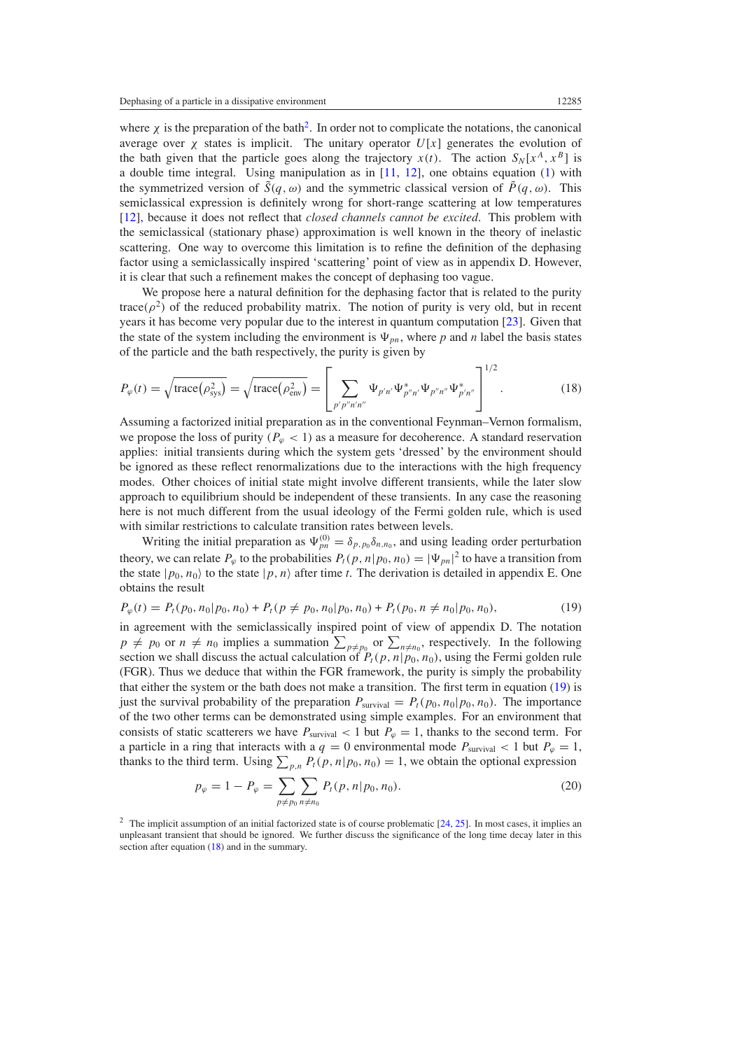where $\chi$ is the preparation of the bath[2]. In order not to complicate the notations, the canonical average over $\chi$ states is implicit. The unitary operator $U[x]$ generates the evolution of the bath given that the particle goes along the trajectory $x(t)$. The action $S_N[x^A, x^B]$ is a double time integral. Using manipulation as in [11, 12], one obtains equation (1) with the symmetrized version of $\tilde{S}(q, \omega)$ and the symmetric classical version of $\tilde{P}(q, \omega)$. This semiclassical expression is definitely wrong for short-range scattering at low temperatures [12], because it does not reflect that *closed channels cannot be excited*. This problem with the semiclassical (stationary phase) approximation is well known in the theory of inelastic scattering. One way to overcome this limitation is to refine the definition of the dephasing factor using a semiclassically inspired 'scattering' point of view as in appendix D. However, it is clear that such a refinement makes the concept of dephasing too vague.

We propose here a natural definition for the dephasing factor that is related to the purity trace($\rho^2$) of the reduced probability matrix. The notion of purity is very old, but in recent years it has become very popular due to the interest in quantum computation [23]. Given that the state of the system including the environment is $\Psi_{pn}$, where $p$ and $n$ label the basis states of the particle and the bath respectively, the purity is given by

$$P_\varphi(t) = \sqrt{\mathrm{trace}\left(\rho_{\mathrm{sys}}^2\right)} = \sqrt{\mathrm{trace}\left(\rho_{\mathrm{env}}^2\right)} = \left[\sum_{p'p''n'n''} \Psi_{p'n'} \Psi^*_{p''n'} \Psi_{p''n''} \Psi^*_{p'n''}\right]^{1/2}. \tag{18}$$

Assuming a factorized initial preparation as in the conventional Feynman–Vernon formalism, we propose the loss of purity ($P_\varphi < 1$) as a measure for decoherence. A standard reservation applies: initial transients during which the system gets 'dressed' by the environment should be ignored as these reflect renormalizations due to the interactions with the high frequency modes. Other choices of initial state might involve different transients, while the later slow approach to equilibrium should be independent of these transients. In any case the reasoning here is not much different from the usual ideology of the Fermi golden rule, which is used with similar restrictions to calculate transition rates between levels.

Writing the initial preparation as $\Psi^{(0)}_{pn} = \delta_{p,p_0}\delta_{n,n_0}$, and using leading order perturbation theory, we can relate $P_\varphi$ to the probabilities $P_t(p, n|p_0, n_0) = |\Psi_{pn}|^2$ to have a transition from the state $|p_0, n_0\rangle$ to the state $|p, n\rangle$ after time $t$. The derivation is detailed in appendix E. One obtains the result

$$P_\varphi(t) = P_t(p_0, n_0|p_0, n_0) + P_t(p \neq p_0, n_0|p_0, n_0) + P_t(p_0, n \neq n_0|p_0, n_0), \tag{19}$$

in agreement with the semiclassically inspired point of view of appendix D. The notation $p \neq p_0$ or $n \neq n_0$ implies a summation $\sum_{p \neq p_0}$ or $\sum_{n \neq n_0}$, respectively. In the following section we shall discuss the actual calculation of $P_t(p, n|p_0, n_0)$, using the Fermi golden rule (FGR). Thus we deduce that within the FGR framework, the purity is simply the probability that either the system or the bath does not make a transition. The first term in equation (19) is just the survival probability of the preparation $P_{\mathrm{survival}} = P_t(p_0, n_0|p_0, n_0)$. The importance of the two other terms can be demonstrated using simple examples. For an environment that consists of static scatterers we have $P_{\mathrm{survival}} < 1$ but $P_\varphi = 1$, thanks to the second term. For a particle in a ring that interacts with a $q = 0$ environmental mode $P_{\mathrm{survival}} < 1$ but $P_\varphi = 1$, thanks to the third term. Using $\sum_{p,n} P_t(p, n|p_0, n_0) = 1$, we obtain the optional expression

$$p_\varphi = 1 - P_\varphi = \sum_{p \neq p_0} \sum_{n \neq n_0} P_t(p, n|p_0, n_0). \tag{20}$$

[2] The implicit assumption of an initial factorized state is of course problematic [24, 25]. In most cases, it implies an unpleasant transient that should be ignored. We further discuss the significance of the long time decay later in this section after equation (18) and in the summary.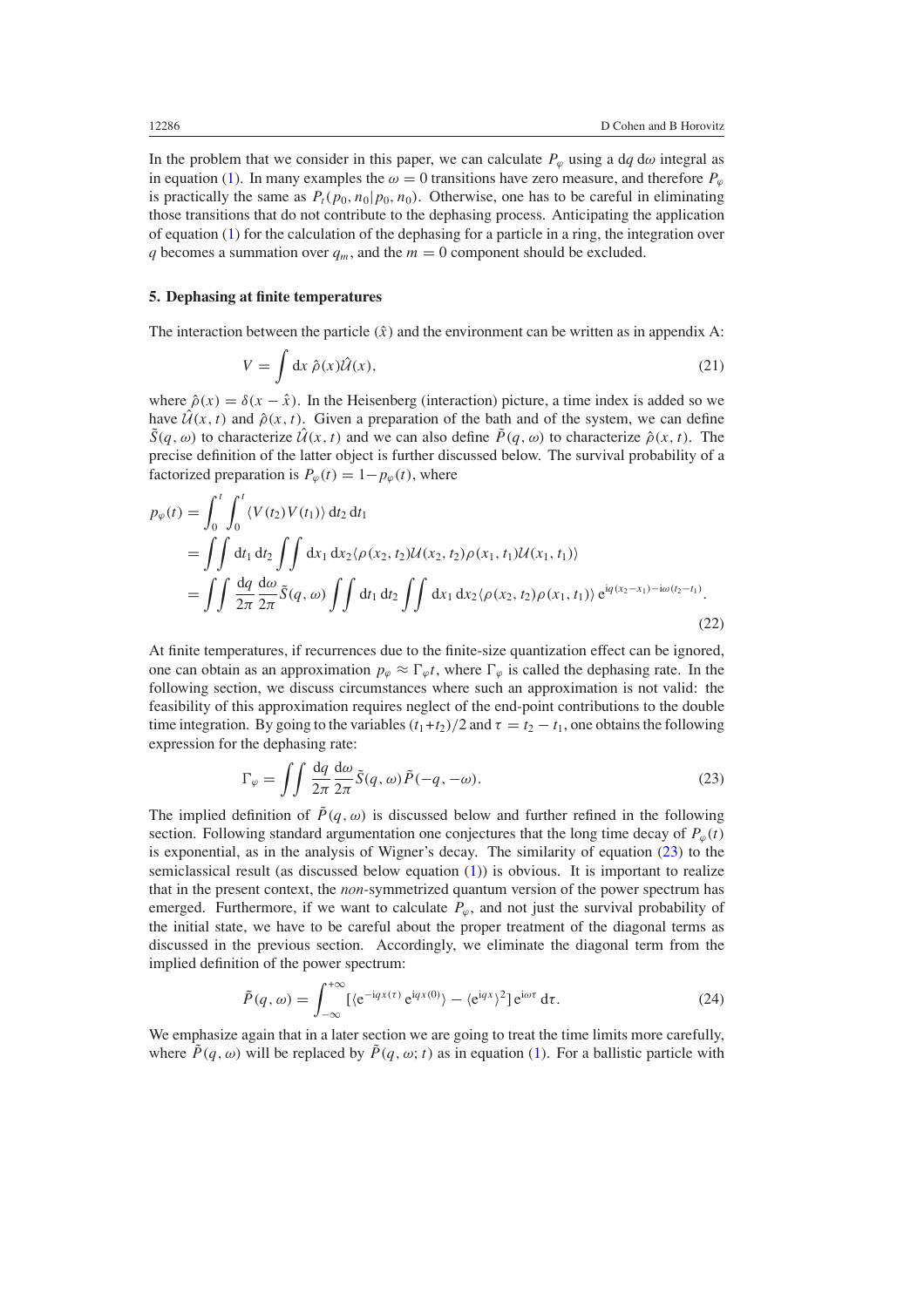In the problem that we consider in this paper, we can calculate $P_\varphi$ using a d$q$ d$\omega$ integral as in equation (1). In many examples the $\omega = 0$ transitions have zero measure, and therefore $P_\varphi$ is practically the same as $P_t(p_0, n_0|p_0, n_0)$. Otherwise, one has to be careful in eliminating those transitions that do not contribute to the dephasing process. Anticipating the application of equation (1) for the calculation of the dephasing for a particle in a ring, the integration over $q$ becomes a summation over $q_m$, and the $m = 0$ component should be excluded.

## 5. Dephasing at finite temperatures

The interaction between the particle ($\hat{x}$) and the environment can be written as in appendix A:

$$V = \int \mathrm{d}x\, \hat{\rho}(x)\hat{\mathcal{U}}(x), \tag{21}$$

where $\hat{\rho}(x) = \delta(x - \hat{x})$. In the Heisenberg (interaction) picture, a time index is added so we have $\hat{\mathcal{U}}(x, t)$ and $\hat{\rho}(x, t)$. Given a preparation of the bath and of the system, we can define $\tilde{S}(q, \omega)$ to characterize $\hat{\mathcal{U}}(x, t)$ and we can also define $\tilde{P}(q, \omega)$ to characterize $\hat{\rho}(x, t)$. The precise definition of the latter object is further discussed below. The survival probability of a factorized preparation is $P_\varphi(t) = 1 - p_\varphi(t)$, where

$$\begin{aligned}
p_\varphi(t) &= \int_0^t \int_0^t \langle V(t_2)V(t_1)\rangle\, \mathrm{d}t_2\, \mathrm{d}t_1 \\
&= \iint \mathrm{d}t_1\, \mathrm{d}t_2 \iint \mathrm{d}x_1\, \mathrm{d}x_2 \langle \rho(x_2, t_2)\mathcal{U}(x_2, t_2)\rho(x_1, t_1)\mathcal{U}(x_1, t_1)\rangle \\
&= \iint \frac{\mathrm{d}q}{2\pi}\frac{\mathrm{d}\omega}{2\pi}\tilde{S}(q, \omega) \iint \mathrm{d}t_1\, \mathrm{d}t_2 \iint \mathrm{d}x_1\, \mathrm{d}x_2 \langle \rho(x_2, t_2)\rho(x_1, t_1)\rangle\, \mathrm{e}^{\mathrm{i}q(x_2 - x_1) - \mathrm{i}\omega(t_2 - t_1)}.
\end{aligned} \tag{22}$$

At finite temperatures, if recurrences due to the finite-size quantization effect can be ignored, one can obtain as an approximation $p_\varphi \approx \Gamma_\varphi t$, where $\Gamma_\varphi$ is called the dephasing rate. In the following section, we discuss circumstances where such an approximation is not valid: the feasibility of this approximation requires neglect of the end-point contributions to the double time integration. By going to the variables $(t_1+t_2)/2$ and $\tau = t_2 - t_1$, one obtains the following expression for the dephasing rate:

$$\Gamma_\varphi = \iint \frac{\mathrm{d}q}{2\pi}\frac{\mathrm{d}\omega}{2\pi}\tilde{S}(q, \omega)\tilde{P}(-q, -\omega). \tag{23}$$

The implied definition of $\tilde{P}(q, \omega)$ is discussed below and further refined in the following section. Following standard argumentation one conjectures that the long time decay of $P_\varphi(t)$ is exponential, as in the analysis of Wigner's decay. The similarity of equation (23) to the semiclassical result (as discussed below equation (1)) is obvious. It is important to realize that in the present context, the *non*-symmetrized quantum version of the power spectrum has emerged. Furthermore, if we want to calculate $P_\varphi$, and not just the survival probability of the initial state, we have to be careful about the proper treatment of the diagonal terms as discussed in the previous section. Accordingly, we eliminate the diagonal term from the implied definition of the power spectrum:

$$\tilde{P}(q, \omega) = \int_{-\infty}^{+\infty} [\langle \mathrm{e}^{-\mathrm{i}qx(\tau)}\, \mathrm{e}^{\mathrm{i}qx(0)}\rangle - \langle \mathrm{e}^{\mathrm{i}qx}\rangle^2]\, \mathrm{e}^{\mathrm{i}\omega\tau}\, \mathrm{d}\tau. \tag{24}$$

We emphasize again that in a later section we are going to treat the time limits more carefully, where $\tilde{P}(q, \omega)$ will be replaced by $\tilde{P}(q, \omega; t)$ as in equation (1). For a ballistic particle with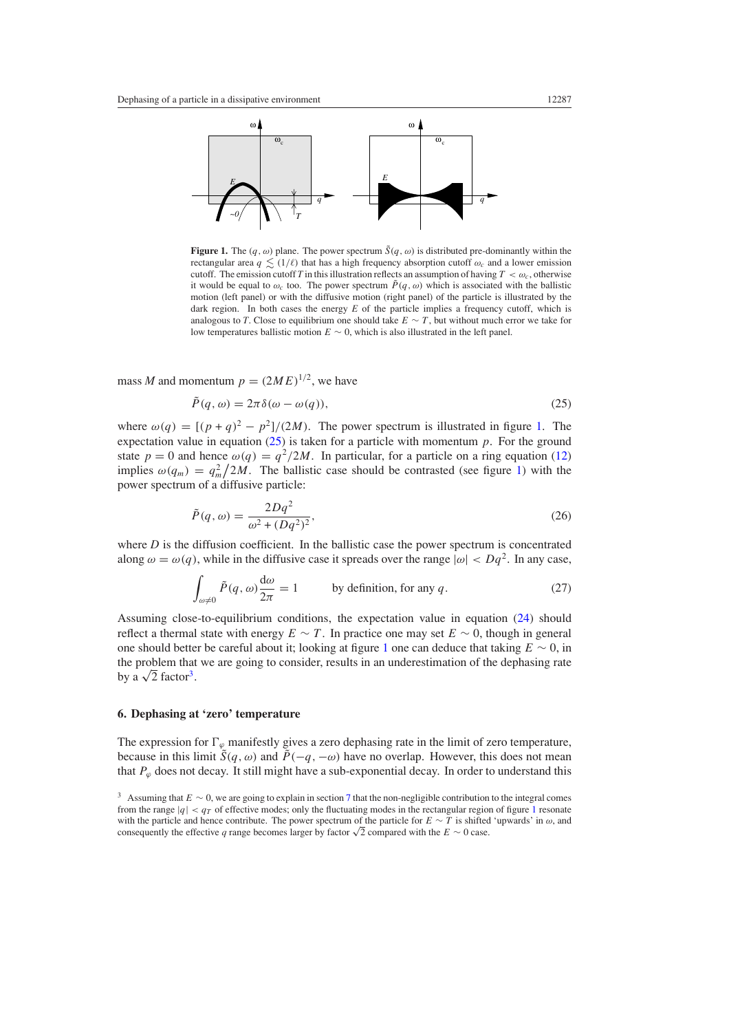**Figure 1.** The $(q, \omega)$ plane. The power spectrum $\tilde{S}(q, \omega)$ is distributed pre-dominantly within the rectangular area $q \lesssim (1/\ell)$ that has a high frequency absorption cutoff $\omega_c$ and a lower emission cutoff. The emission cutoff $T$ in this illustration reflects an assumption of having $T < \omega_c$, otherwise it would be equal to $\omega_c$ too. The power spectrum $\tilde{P}(q, \omega)$ which is associated with the ballistic motion (left panel) or with the diffusive motion (right panel) of the particle is illustrated by the dark region. In both cases the energy $E$ of the particle implies a frequency cutoff, which is analogous to $T$. Close to equilibrium one should take $E \sim T$, but without much error we take for low temperatures ballistic motion $E \sim 0$, which is also illustrated in the left panel.

mass $M$ and momentum $p = (2ME)^{1/2}$, we have

$$\tilde{P}(q, \omega) = 2\pi\delta(\omega - \omega(q)), \tag{25}$$

where $\omega(q) = [(p+q)^2 - p^2]/(2M)$. The power spectrum is illustrated in figure 1. The expectation value in equation (25) is taken for a particle with momentum $p$. For the ground state $p = 0$ and hence $\omega(q) = q^2/2M$. In particular, for a particle on a ring equation (12) implies $\omega(q_m) = q_m^2\big/2M$. The ballistic case should be contrasted (see figure 1) with the power spectrum of a diffusive particle:

$$\tilde{P}(q, \omega) = \frac{2Dq^2}{\omega^2 + (Dq^2)^2}, \tag{26}$$

where $D$ is the diffusion coefficient. In the ballistic case the power spectrum is concentrated along $\omega = \omega(q)$, while in the diffusive case it spreads over the range $|\omega| < Dq^2$. In any case,

$$\int_{\omega\neq 0} \tilde{P}(q, \omega)\frac{\mathrm{d}\omega}{2\pi} = 1 \qquad \text{by definition, for any } q. \tag{27}$$

Assuming close-to-equilibrium conditions, the expectation value in equation (24) should reflect a thermal state with energy $E \sim T$. In practice one may set $E \sim 0$, though in general one should better be careful about it; looking at figure 1 one can deduce that taking $E \sim 0$, in the problem that we are going to consider, results in an underestimation of the dephasing rate by a $\sqrt{2}$ factor[3].

## 6. Dephasing at 'zero' temperature

The expression for $\Gamma_\varphi$ manifestly gives a zero dephasing rate in the limit of zero temperature, because in this limit $\tilde{S}(q, \omega)$ and $\tilde{P}(-q, -\omega)$ have no overlap. However, this does not mean that $P_\varphi$ does not decay. It still might have a sub-exponential decay. In order to understand this

[3] Assuming that $E \sim 0$, we are going to explain in section 7 that the non-negligible contribution to the integral comes from the range $|q| < q_T$ of effective modes; only the fluctuating modes in the rectangular region of figure 1 resonate with the particle and hence contribute. The power spectrum of the particle for $E \sim T$ is shifted 'upwards' in $\omega$, and consequently the effective $q$ range becomes larger by factor $\sqrt{2}$ compared with the $E \sim 0$ case.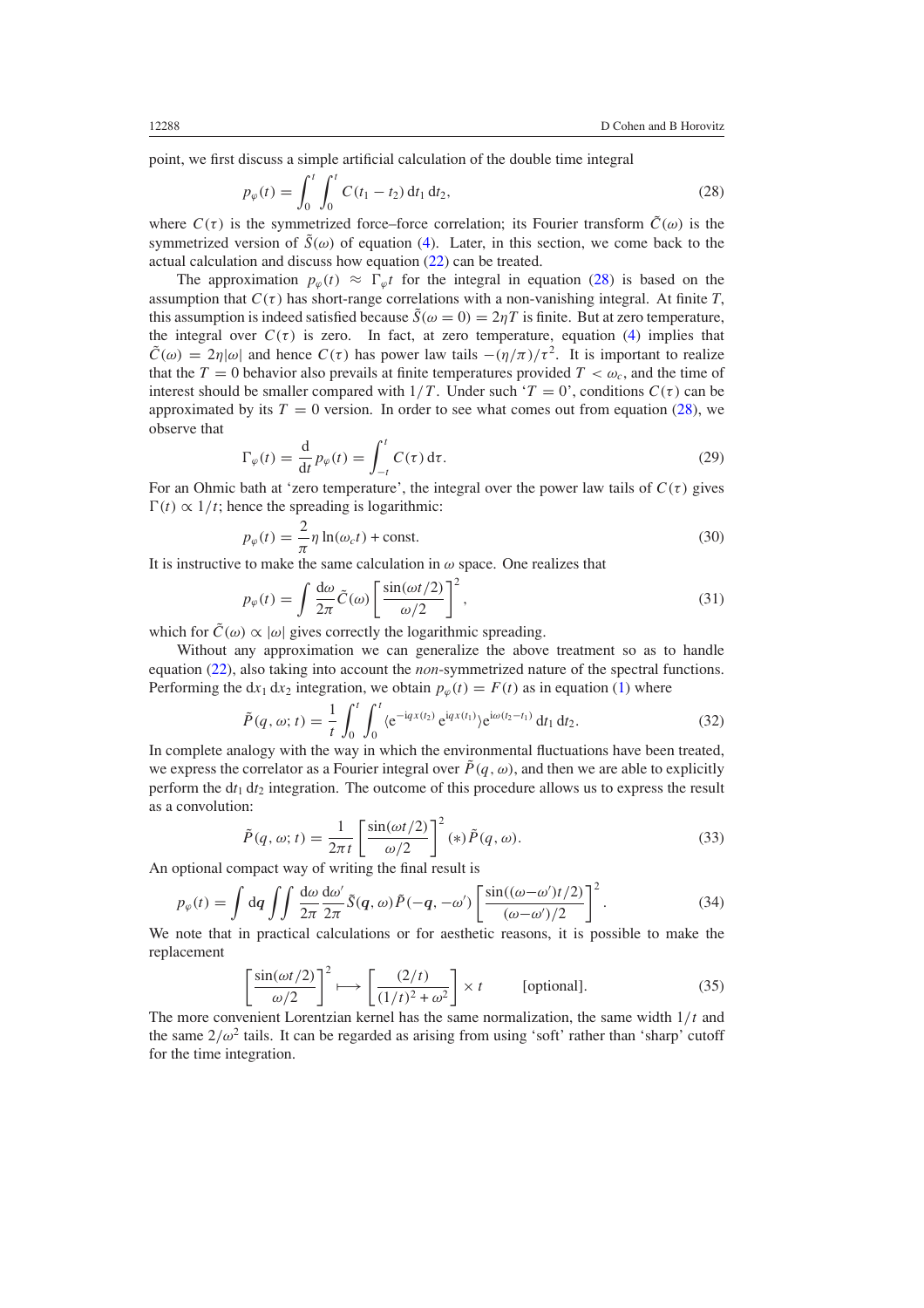point, we first discuss a simple artificial calculation of the double time integral

$$p_\varphi(t) = \int_0^t \int_0^t C(t_1 - t_2)\, \mathrm{d}t_1\, \mathrm{d}t_2, \tag{28}$$

where $C(\tau)$ is the symmetrized force–force correlation; its Fourier transform $\tilde{C}(\omega)$ is the symmetrized version of $\tilde{S}(\omega)$ of equation (4). Later, in this section, we come back to the actual calculation and discuss how equation (22) can be treated.

The approximation $p_\varphi(t) \approx \Gamma_\varphi t$ for the integral in equation (28) is based on the assumption that $C(\tau)$ has short-range correlations with a non-vanishing integral. At finite $T$, this assumption is indeed satisfied because $\tilde{S}(\omega = 0) = 2\eta T$ is finite. But at zero temperature, the integral over $C(\tau)$ is zero. In fact, at zero temperature, equation (4) implies that $\tilde{C}(\omega) = 2\eta|\omega|$ and hence $C(\tau)$ has power law tails $-(\eta/\pi)/\tau^2$. It is important to realize that the $T = 0$ behavior also prevails at finite temperatures provided $T < \omega_c$, and the time of interest should be smaller compared with $1/T$. Under such '$T = 0$', conditions $C(\tau)$ can be approximated by its $T = 0$ version. In order to see what comes out from equation (28), we observe that

$$\Gamma_\varphi(t) = \frac{\mathrm{d}}{\mathrm{d}t} p_\varphi(t) = \int_{-t}^{t} C(\tau)\, \mathrm{d}\tau. \tag{29}$$

For an Ohmic bath at 'zero temperature', the integral over the power law tails of $C(\tau)$ gives $\Gamma(t) \propto 1/t$; hence the spreading is logarithmic:

$$p_\varphi(t) = \frac{2}{\pi}\eta \ln(\omega_c t) + \text{const}. \tag{30}$$

It is instructive to make the same calculation in $\omega$ space. One realizes that

$$p_\varphi(t) = \int \frac{\mathrm{d}\omega}{2\pi} \tilde{C}(\omega) \left[\frac{\sin(\omega t/2)}{\omega/2}\right]^2, \tag{31}$$

which for $\tilde{C}(\omega) \propto |\omega|$ gives correctly the logarithmic spreading.

Without any approximation we can generalize the above treatment so as to handle equation (22), also taking into account the *non*-symmetrized nature of the spectral functions. Performing the $\mathrm{d}x_1\, \mathrm{d}x_2$ integration, we obtain $p_\varphi(t) = F(t)$ as in equation (1) where

$$\tilde{P}(q, \omega; t) = \frac{1}{t} \int_0^t \int_0^t \langle \mathrm{e}^{-\mathrm{i}qx(t_2)}\, \mathrm{e}^{\mathrm{i}qx(t_1)} \rangle \mathrm{e}^{\mathrm{i}\omega(t_2 - t_1)}\, \mathrm{d}t_1\, \mathrm{d}t_2. \tag{32}$$

In complete analogy with the way in which the environmental fluctuations have been treated, we express the correlator as a Fourier integral over $\tilde{P}(q, \omega)$, and then we are able to explicitly perform the $\mathrm{d}t_1\, \mathrm{d}t_2$ integration. The outcome of this procedure allows us to express the result as a convolution:

$$\tilde{P}(q, \omega; t) = \frac{1}{2\pi t} \left[\frac{\sin(\omega t/2)}{\omega/2}\right]^2 (*) \tilde{P}(q, \omega). \tag{33}$$

An optional compact way of writing the final result is

$$p_\varphi(t) = \int \mathrm{d}\boldsymbol{q} \iint \frac{\mathrm{d}\omega}{2\pi} \frac{\mathrm{d}\omega'}{2\pi} \tilde{S}(\boldsymbol{q}, \omega) \tilde{P}(-\boldsymbol{q}, -\omega') \left[\frac{\sin((\omega - \omega')t/2)}{(\omega - \omega')/2}\right]^2. \tag{34}$$

We note that in practical calculations or for aesthetic reasons, it is possible to make the replacement

$$\left[\frac{\sin(\omega t/2)}{\omega/2}\right]^2 \longmapsto \left[\frac{(2/t)}{(1/t)^2 + \omega^2}\right] \times t \qquad \text{[optional]}. \tag{35}$$

The more convenient Lorentzian kernel has the same normalization, the same width $1/t$ and the same $2/\omega^2$ tails. It can be regarded as arising from using 'soft' rather than 'sharp' cutoff for the time integration.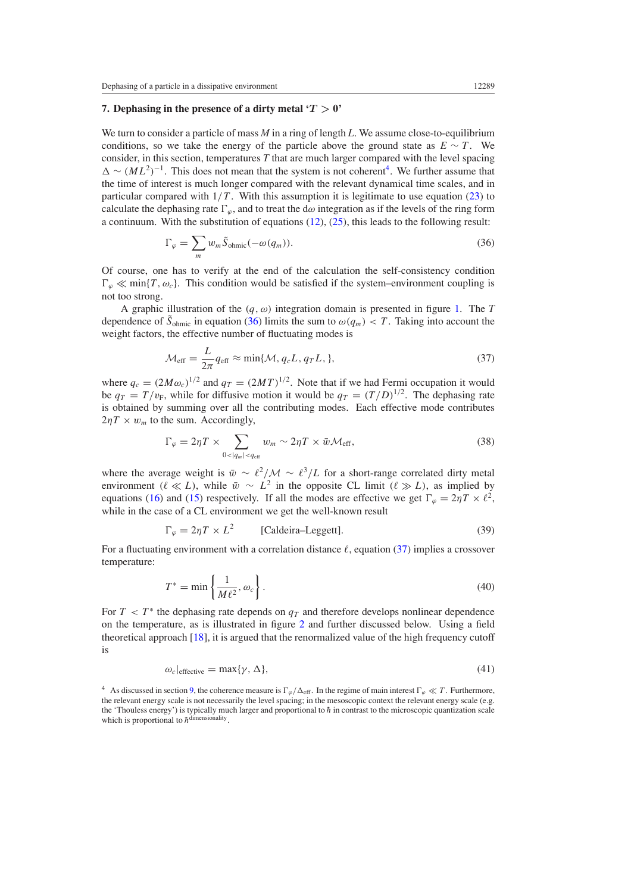### 7. Dephasing in the presence of a dirty metal '$T > 0$'

We turn to consider a particle of mass $M$ in a ring of length $L$. We assume close-to-equilibrium conditions, so we take the energy of the particle above the ground state as $E \sim T$. We consider, in this section, temperatures $T$ that are much larger compared with the level spacing $\Delta \sim (ML^2)^{-1}$. This does not mean that the system is not coherent[4]. We further assume that the time of interest is much longer compared with the relevant dynamical time scales, and in particular compared with $1/T$. With this assumption it is legitimate to use equation (23) to calculate the dephasing rate $\Gamma_\varphi$, and to treat the d$\omega$ integration as if the levels of the ring form a continuum. With the substitution of equations (12), (25), this leads to the following result:

$$\Gamma_\varphi = \sum_m w_m \tilde{S}_{\text{ohmic}}(-\omega(q_m)). \tag{36}$$

Of course, one has to verify at the end of the calculation the self-consistency condition $\Gamma_\varphi \ll \min\{T, \omega_c\}$. This condition would be satisfied if the system–environment coupling is not too strong.

A graphic illustration of the $(q, \omega)$ integration domain is presented in figure 1. The $T$ dependence of $\tilde{S}_{\text{ohmic}}$ in equation (36) limits the sum to $\omega(q_m) < T$. Taking into account the weight factors, the effective number of fluctuating modes is

$$\mathcal{M}_{\text{eff}} = \frac{L}{2\pi} q_{\text{eff}} \approx \min\{\mathcal{M}, q_c L, q_T L, \}, \tag{37}$$

where $q_c = (2M\omega_c)^{1/2}$ and $q_T = (2MT)^{1/2}$. Note that if we had Fermi occupation it would be $q_T = T/v_{\text{F}}$, while for diffusive motion it would be $q_T = (T/D)^{1/2}$. The dephasing rate is obtained by summing over all the contributing modes. Each effective mode contributes $2\eta T \times w_m$ to the sum. Accordingly,

$$\Gamma_\varphi = 2\eta T \times \sum_{0<|q_m|<q_{\text{eff}}} w_m \sim 2\eta T \times \bar{w}\mathcal{M}_{\text{eff}}, \tag{38}$$

where the average weight is $\bar{w} \sim \ell^2/\mathcal{M} \sim \ell^3/L$ for a short-range correlated dirty metal environment ($\ell \ll L$), while $\bar{w} \sim L^2$ in the opposite CL limit ($\ell \gg L$), as implied by equations (16) and (15) respectively. If all the modes are effective we get $\Gamma_\varphi = 2\eta T \times \ell^2$, while in the case of a CL environment we get the well-known result

$$\Gamma_\varphi = 2\eta T \times L^2 \qquad \text{[Caldeira–Leggett]}. \tag{39}$$

For a fluctuating environment with a correlation distance $\ell$, equation (37) implies a crossover temperature:

$$T^* = \min\left\{\frac{1}{M\ell^2}, \omega_c\right\}. \tag{40}$$

For $T < T^*$ the dephasing rate depends on $q_T$ and therefore develops nonlinear dependence on the temperature, as is illustrated in figure 2 and further discussed below. Using a field theoretical approach [18], it is argued that the renormalized value of the high frequency cutoff is

$$\omega_c|_{\text{effective}} = \max\{\gamma, \Delta\}, \tag{41}$$

[4] As discussed in section 9, the coherence measure is $\Gamma_\varphi/\Delta_{\text{eff}}$. In the regime of main interest $\Gamma_\varphi \ll T$. Furthermore, the relevant energy scale is not necessarily the level spacing; in the mesoscopic context the relevant energy scale (e.g. the 'Thouless energy') is typically much larger and proportional to $\hbar$ in contrast to the microscopic quantization scale which is proportional to $\hbar^{\text{dimensionality}}$.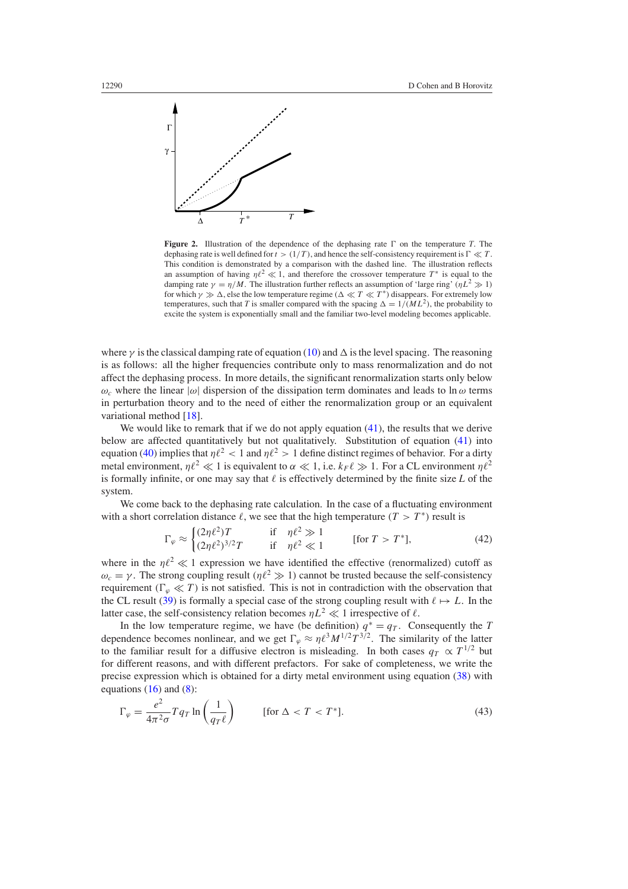**Figure 2.** Illustration of the dependence of the dephasing rate $\Gamma$ on the temperature $T$. The dephasing rate is well defined for $t > (1/T)$, and hence the self-consistency requirement is $\Gamma \ll T$. This condition is demonstrated by a comparison with the dashed line. The illustration reflects an assumption of having $\eta\ell^2 \ll 1$, and therefore the crossover temperature $T^*$ is equal to the damping rate $\gamma = \eta/M$. The illustration further reflects an assumption of 'large ring' ($\eta L^2 \gg 1$) for which $\gamma \gg \Delta$, else the low temperature regime ($\Delta \ll T \ll T^*$) disappears. For extremely low temperatures, such that $T$ is smaller compared with the spacing $\Delta = 1/(ML^2)$, the probability to excite the system is exponentially small and the familiar two-level modeling becomes applicable.

where $\gamma$ is the classical damping rate of equation (10) and $\Delta$ is the level spacing. The reasoning is as follows: all the higher frequencies contribute only to mass renormalization and do not affect the dephasing process. In more details, the significant renormalization starts only below $\omega_c$ where the linear $|\omega|$ dispersion of the dissipation term dominates and leads to $\ln\omega$ terms in perturbation theory and to the need of either the renormalization group or an equivalent variational method [18].

We would like to remark that if we do not apply equation (41), the results that we derive below are affected quantitatively but not qualitatively. Substitution of equation (41) into equation (40) implies that $\eta\ell^2 < 1$ and $\eta\ell^2 > 1$ define distinct regimes of behavior. For a dirty metal environment, $\eta\ell^2 \ll 1$ is equivalent to $\alpha \ll 1$, i.e. $k_F\ell \gg 1$. For a CL environment $\eta\ell^2$ is formally infinite, or one may say that $\ell$ is effectively determined by the finite size $L$ of the system.

We come back to the dephasing rate calculation. In the case of a fluctuating environment with a short correlation distance $\ell$, we see that the high temperature ($T > T^*$) result is

$$\Gamma_\varphi \approx \begin{cases} (2\eta\ell^2)T & \text{if} \quad \eta\ell^2 \gg 1 \\ (2\eta\ell^2)^{3/2}T & \text{if} \quad \eta\ell^2 \ll 1 \end{cases} \qquad [\text{for } T > T^*], \tag{42}$$

where in the $\eta\ell^2 \ll 1$ expression we have identified the effective (renormalized) cutoff as $\omega_c = \gamma$. The strong coupling result ($\eta\ell^2 \gg 1$) cannot be trusted because the self-consistency requirement ($\Gamma_\varphi \ll T$) is not satisfied. This is not in contradiction with the observation that the CL result (39) is formally a special case of the strong coupling result with $\ell \mapsto L$. In the latter case, the self-consistency relation becomes $\eta L^2 \ll 1$ irrespective of $\ell$.

In the low temperature regime, we have (be definition) $q^* = q_T$. Consequently the $T$ dependence becomes nonlinear, and we get $\Gamma_\varphi \approx \eta\ell^3 M^{1/2}T^{3/2}$. The similarity of the latter to the familiar result for a diffusive electron is misleading. In both cases $q_T \propto T^{1/2}$ but for different reasons, and with different prefactors. For sake of completeness, we write the precise expression which is obtained for a dirty metal environment using equation (38) with equations (16) and (8):

$$\Gamma_\varphi = \frac{e^2}{4\pi^2\sigma} T q_T \ln\left(\frac{1}{q_T\ell}\right) \qquad [\text{for } \Delta < T < T^*]. \tag{43}$$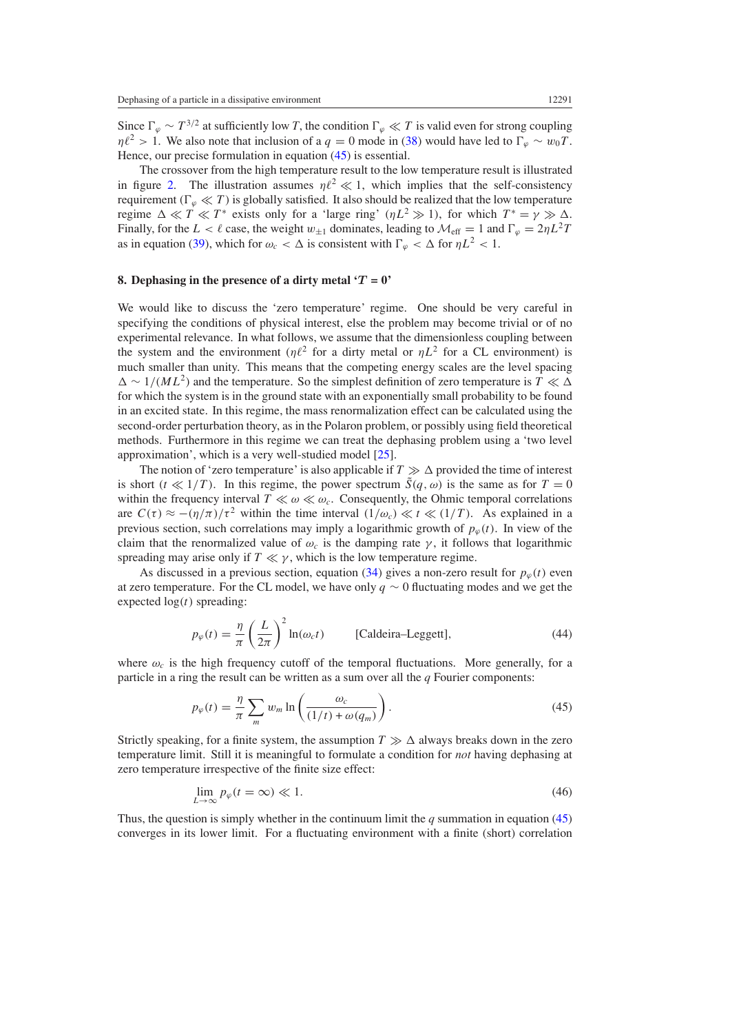Since $\Gamma_\varphi \sim T^{3/2}$ at sufficiently low $T$, the condition $\Gamma_\varphi \ll T$ is valid even for strong coupling $\eta\ell^2 > 1$. We also note that inclusion of a $q = 0$ mode in (38) would have led to $\Gamma_\varphi \sim w_0 T$. Hence, our precise formulation in equation (45) is essential.

The crossover from the high temperature result to the low temperature result is illustrated in figure 2. The illustration assumes $\eta\ell^2 \ll 1$, which implies that the self-consistency requirement ($\Gamma_\varphi \ll T$) is globally satisfied. It also should be realized that the low temperature regime $\Delta \ll T \ll T^*$ exists only for a 'large ring' ($\eta L^2 \gg 1$), for which $T^* = \gamma \gg \Delta$. Finally, for the $L < \ell$ case, the weight $w_{\pm 1}$ dominates, leading to $\mathcal{M}_{\text{eff}} = 1$ and $\Gamma_\varphi = 2\eta L^2 T$ as in equation (39), which for $\omega_c < \Delta$ is consistent with $\Gamma_\varphi < \Delta$ for $\eta L^2 < 1$.

## 8. Dephasing in the presence of a dirty metal '$T = 0$'

We would like to discuss the 'zero temperature' regime. One should be very careful in specifying the conditions of physical interest, else the problem may become trivial or of no experimental relevance. In what follows, we assume that the dimensionless coupling between the system and the environment ($\eta\ell^2$ for a dirty metal or $\eta L^2$ for a CL environment) is much smaller than unity. This means that the competing energy scales are the level spacing $\Delta \sim 1/(ML^2)$ and the temperature. So the simplest definition of zero temperature is $T \ll \Delta$ for which the system is in the ground state with an exponentially small probability to be found in an excited state. In this regime, the mass renormalization effect can be calculated using the second-order perturbation theory, as in the Polaron problem, or possibly using field theoretical methods. Furthermore in this regime we can treat the dephasing problem using a 'two level approximation', which is a very well-studied model [25].

The notion of 'zero temperature' is also applicable if $T \gg \Delta$ provided the time of interest is short ($t \ll 1/T$). In this regime, the power spectrum $\tilde{S}(q, \omega)$ is the same as for $T = 0$ within the frequency interval $T \ll \omega \ll \omega_c$. Consequently, the Ohmic temporal correlations are $C(\tau) \approx -(\eta/\pi)/\tau^2$ within the time interval $(1/\omega_c) \ll t \ll (1/T)$. As explained in a previous section, such correlations may imply a logarithmic growth of $p_\varphi(t)$. In view of the claim that the renormalized value of $\omega_c$ is the damping rate $\gamma$, it follows that logarithmic spreading may arise only if $T \ll \gamma$, which is the low temperature regime.

As discussed in a previous section, equation (34) gives a non-zero result for $p_\varphi(t)$ even at zero temperature. For the CL model, we have only $q \sim 0$ fluctuating modes and we get the expected $\log(t)$ spreading:

$$p_\varphi(t) = \frac{\eta}{\pi}\left(\frac{L}{2\pi}\right)^2 \ln(\omega_c t) \qquad \text{[Caldeira–Leggett]}, \tag{44}$$

where $\omega_c$ is the high frequency cutoff of the temporal fluctuations. More generally, for a particle in a ring the result can be written as a sum over all the $q$ Fourier components:

$$p_\varphi(t) = \frac{\eta}{\pi}\sum_m w_m \ln\left(\frac{\omega_c}{(1/t) + \omega(q_m)}\right). \tag{45}$$

Strictly speaking, for a finite system, the assumption $T \gg \Delta$ always breaks down in the zero temperature limit. Still it is meaningful to formulate a condition for *not* having dephasing at zero temperature irrespective of the finite size effect:

$$\lim_{L\to\infty} p_\varphi(t = \infty) \ll 1. \tag{46}$$

Thus, the question is simply whether in the continuum limit the $q$ summation in equation (45) converges in its lower limit. For a fluctuating environment with a finite (short) correlation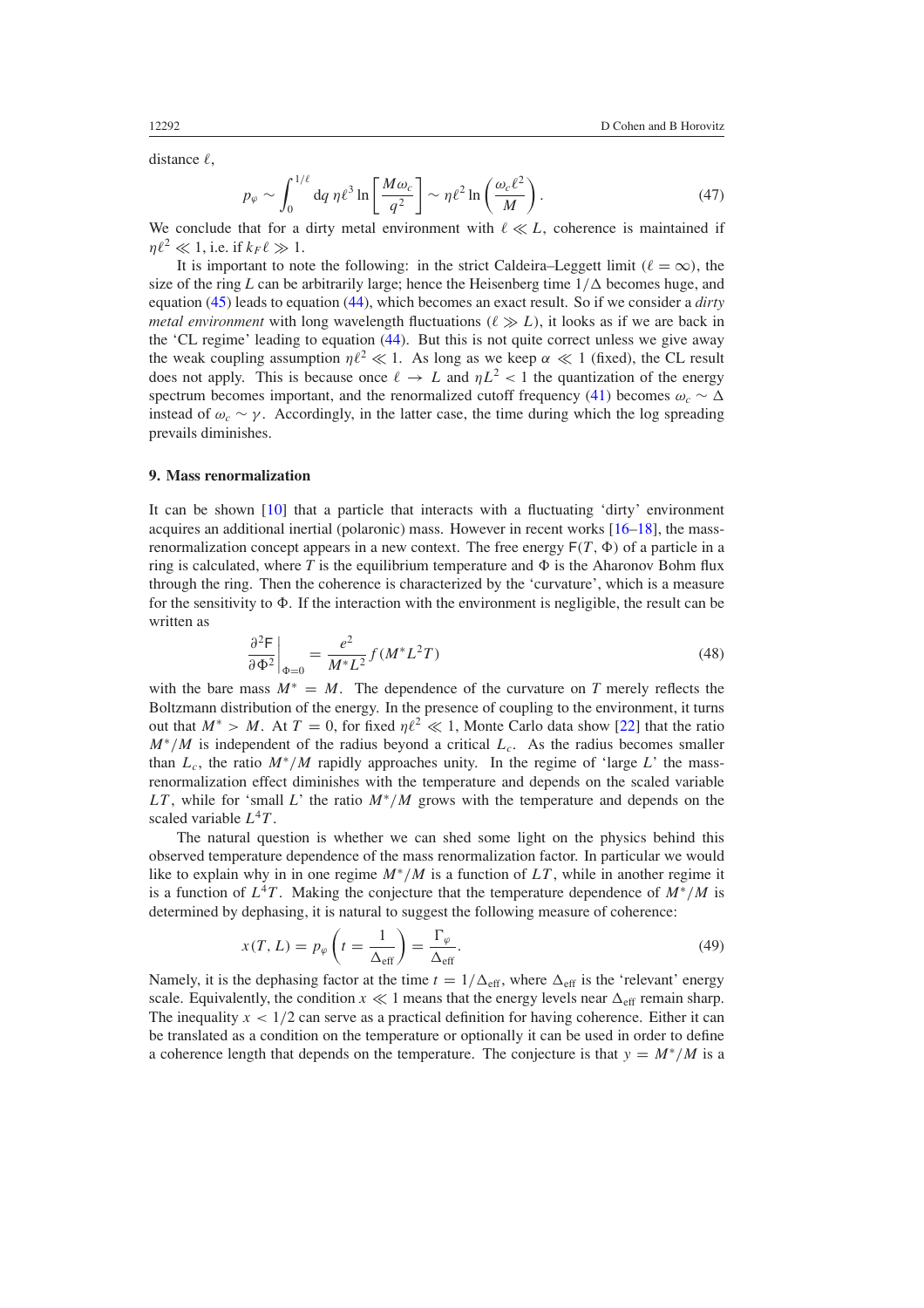distance $\ell$,

$$p_\varphi \sim \int_0^{1/\ell} \mathrm{d}q \, \eta \ell^3 \ln\left[\frac{M\omega_c}{q^2}\right] \sim \eta \ell^2 \ln\left(\frac{\omega_c \ell^2}{M}\right). \tag{47}$$

We conclude that for a dirty metal environment with $\ell \ll L$, coherence is maintained if $\eta\ell^2 \ll 1$, i.e. if $k_F \ell \gg 1$.

It is important to note the following: in the strict Caldeira–Leggett limit ($\ell = \infty$), the size of the ring $L$ can be arbitrarily large; hence the Heisenberg time $1/\Delta$ becomes huge, and equation (45) leads to equation (44), which becomes an exact result. So if we consider a *dirty metal environment* with long wavelength fluctuations ($\ell \gg L$), it looks as if we are back in the 'CL regime' leading to equation (44). But this is not quite correct unless we give away the weak coupling assumption $\eta\ell^2 \ll 1$. As long as we keep $\alpha \ll 1$ (fixed), the CL result does not apply. This is because once $\ell \to L$ and $\eta L^2 < 1$ the quantization of the energy spectrum becomes important, and the renormalized cutoff frequency (41) becomes $\omega_c \sim \Delta$ instead of $\omega_c \sim \gamma$. Accordingly, in the latter case, the time during which the log spreading prevails diminishes.

## 9. Mass renormalization

It can be shown [10] that a particle that interacts with a fluctuating 'dirty' environment acquires an additional inertial (polaronic) mass. However in recent works [16–18], the mass-renormalization concept appears in a new context. The free energy $\mathsf{F}(T, \Phi)$ of a particle in a ring is calculated, where $T$ is the equilibrium temperature and $\Phi$ is the Aharonov Bohm flux through the ring. Then the coherence is characterized by the 'curvature', which is a measure for the sensitivity to $\Phi$. If the interaction with the environment is negligible, the result can be written as

$$\left.\frac{\partial^2 \mathsf{F}}{\partial \Phi^2}\right|_{\Phi=0} = \frac{e^2}{M^* L^2} f(M^* L^2 T) \tag{48}$$

with the bare mass $M^* = M$. The dependence of the curvature on $T$ merely reflects the Boltzmann distribution of the energy. In the presence of coupling to the environment, it turns out that $M^* > M$. At $T = 0$, for fixed $\eta\ell^2 \ll 1$, Monte Carlo data show [22] that the ratio $M^*/M$ is independent of the radius beyond a critical $L_c$. As the radius becomes smaller than $L_c$, the ratio $M^*/M$ rapidly approaches unity. In the regime of 'large $L$' the mass-renormalization effect diminishes with the temperature and depends on the scaled variable $LT$, while for 'small $L$' the ratio $M^*/M$ grows with the temperature and depends on the scaled variable $L^4 T$.

The natural question is whether we can shed some light on the physics behind this observed temperature dependence of the mass renormalization factor. In particular we would like to explain why in in one regime $M^*/M$ is a function of $LT$, while in another regime it is a function of $L^4 T$. Making the conjecture that the temperature dependence of $M^*/M$ is determined by dephasing, it is natural to suggest the following measure of coherence:

$$x(T, L) = p_\varphi\left(t = \frac{1}{\Delta_{\text{eff}}}\right) = \frac{\Gamma_\varphi}{\Delta_{\text{eff}}}. \tag{49}$$

Namely, it is the dephasing factor at the time $t = 1/\Delta_{\text{eff}}$, where $\Delta_{\text{eff}}$ is the 'relevant' energy scale. Equivalently, the condition $x \ll 1$ means that the energy levels near $\Delta_{\text{eff}}$ remain sharp. The inequality $x < 1/2$ can serve as a practical definition for having coherence. Either it can be translated as a condition on the temperature or optionally it can be used in order to define a coherence length that depends on the temperature. The conjecture is that $y = M^*/M$ is a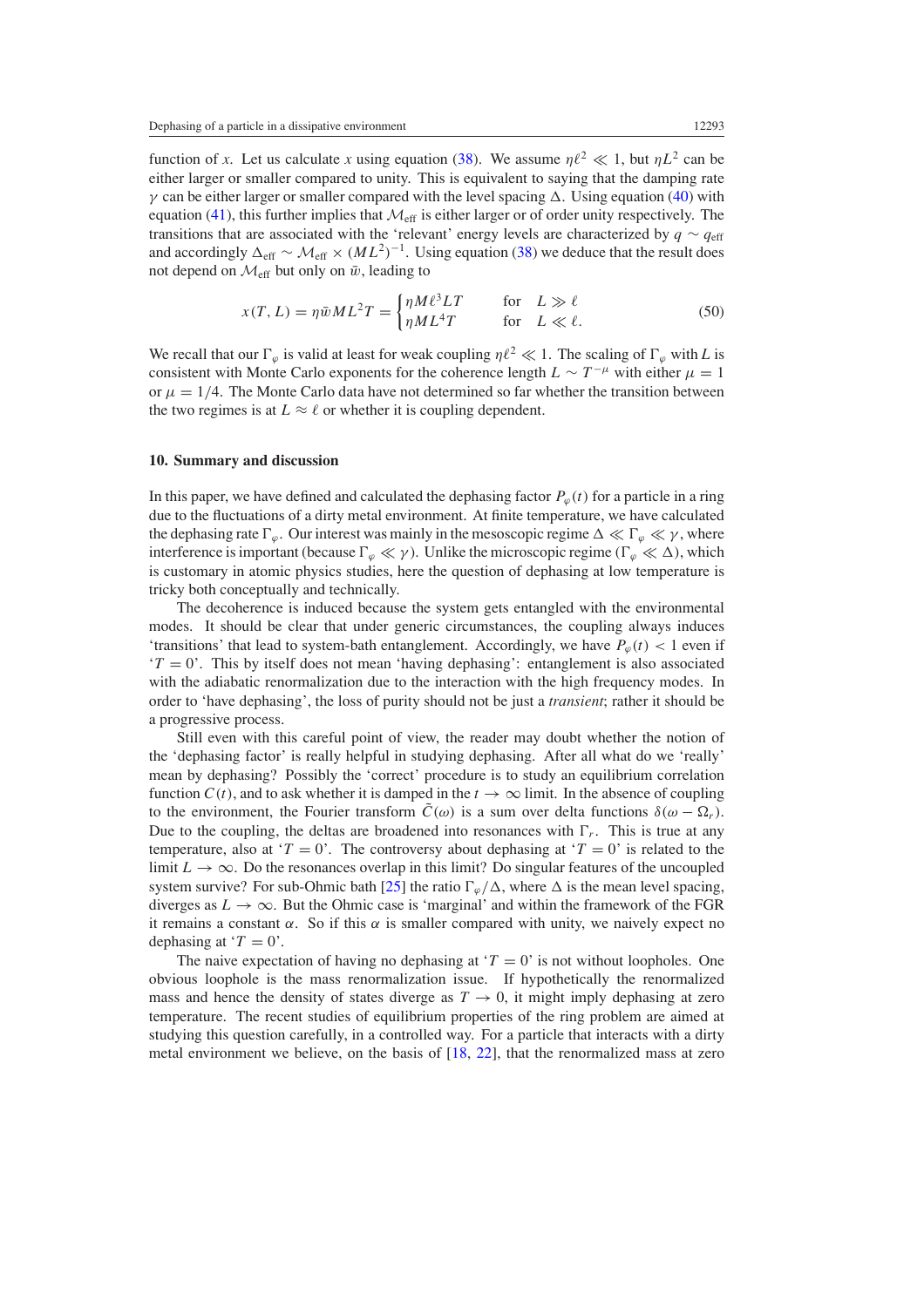function of $x$. Let us calculate $x$ using equation (38). We assume $\eta\ell^2 \ll 1$, but $\eta L^2$ can be either larger or smaller compared to unity. This is equivalent to saying that the damping rate $\gamma$ can be either larger or smaller compared with the level spacing $\Delta$. Using equation (40) with equation (41), this further implies that $\mathcal{M}_{\text{eff}}$ is either larger or of order unity respectively. The transitions that are associated with the 'relevant' energy levels are characterized by $q \sim q_{\text{eff}}$ and accordingly $\Delta_{\text{eff}} \sim \mathcal{M}_{\text{eff}} \times (ML^2)^{-1}$. Using equation (38) we deduce that the result does not depend on $\mathcal{M}_{\text{eff}}$ but only on $\bar{w}$, leading to

$$x(T, L) = \eta \bar{w} M L^2 T = \begin{cases} \eta M \ell^3 L T & \text{for} \quad L \gg \ell \\ \eta M L^4 T & \text{for} \quad L \ll \ell. \end{cases} \tag{50}$$

We recall that our $\Gamma_\varphi$ is valid at least for weak coupling $\eta\ell^2 \ll 1$. The scaling of $\Gamma_\varphi$ with $L$ is consistent with Monte Carlo exponents for the coherence length $L \sim T^{-\mu}$ with either $\mu = 1$ or $\mu = 1/4$. The Monte Carlo data have not determined so far whether the transition between the two regimes is at $L \approx \ell$ or whether it is coupling dependent.

## 10. Summary and discussion

In this paper, we have defined and calculated the dephasing factor $P_\varphi(t)$ for a particle in a ring due to the fluctuations of a dirty metal environment. At finite temperature, we have calculated the dephasing rate $\Gamma_\varphi$. Our interest was mainly in the mesoscopic regime $\Delta \ll \Gamma_\varphi \ll \gamma$, where interference is important (because $\Gamma_\varphi \ll \gamma$). Unlike the microscopic regime ($\Gamma_\varphi \ll \Delta$), which is customary in atomic physics studies, here the question of dephasing at low temperature is tricky both conceptually and technically.

The decoherence is induced because the system gets entangled with the environmental modes. It should be clear that under generic circumstances, the coupling always induces 'transitions' that lead to system-bath entanglement. Accordingly, we have $P_\varphi(t) < 1$ even if '$T = 0$'. This by itself does not mean 'having dephasing': entanglement is also associated with the adiabatic renormalization due to the interaction with the high frequency modes. In order to 'have dephasing', the loss of purity should not be just a *transient*; rather it should be a progressive process.

Still even with this careful point of view, the reader may doubt whether the notion of the 'dephasing factor' is really helpful in studying dephasing. After all what do we 'really' mean by dephasing? Possibly the 'correct' procedure is to study an equilibrium correlation function $C(t)$, and to ask whether it is damped in the $t \to \infty$ limit. In the absence of coupling to the environment, the Fourier transform $\tilde{C}(\omega)$ is a sum over delta functions $\delta(\omega - \Omega_r)$. Due to the coupling, the deltas are broadened into resonances with $\Gamma_r$. This is true at any temperature, also at '$T = 0$'. The controversy about dephasing at '$T = 0$' is related to the limit $L \to \infty$. Do the resonances overlap in this limit? Do singular features of the uncoupled system survive? For sub-Ohmic bath [25] the ratio $\Gamma_\varphi/\Delta$, where $\Delta$ is the mean level spacing, diverges as $L \to \infty$. But the Ohmic case is 'marginal' and within the framework of the FGR it remains a constant $\alpha$. So if this $\alpha$ is smaller compared with unity, we naively expect no dephasing at '$T = 0$'.

The naive expectation of having no dephasing at '$T = 0$' is not without loopholes. One obvious loophole is the mass renormalization issue. If hypothetically the renormalized mass and hence the density of states diverge as $T \to 0$, it might imply dephasing at zero temperature. The recent studies of equilibrium properties of the ring problem are aimed at studying this question carefully, in a controlled way. For a particle that interacts with a dirty metal environment we believe, on the basis of [18, 22], that the renormalized mass at zero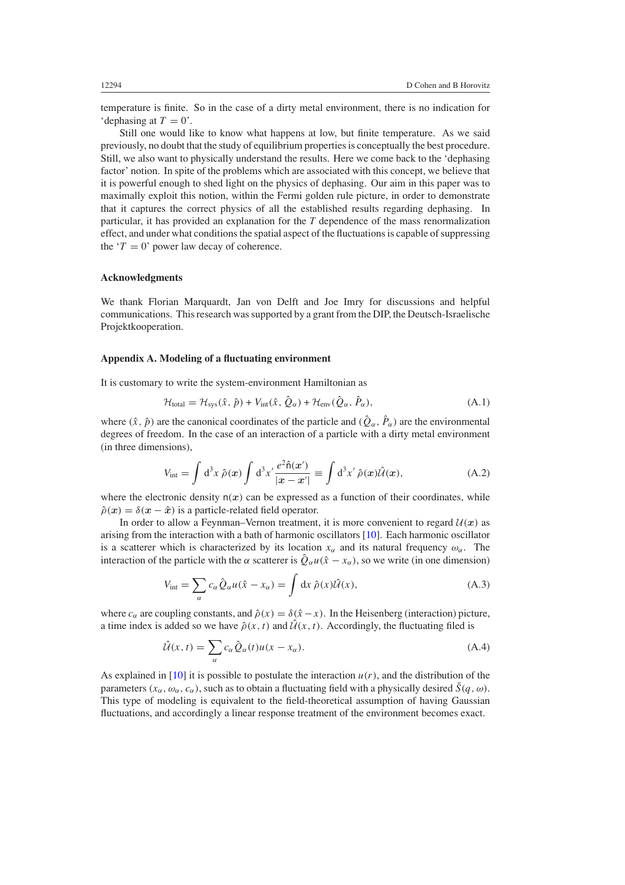temperature is finite. So in the case of a dirty metal environment, there is no indication for 'dephasing at $T = 0$'.

Still one would like to know what happens at low, but finite temperature. As we said previously, no doubt that the study of equilibrium properties is conceptually the best procedure. Still, we also want to physically understand the results. Here we come back to the 'dephasing factor' notion. In spite of the problems which are associated with this concept, we believe that it is powerful enough to shed light on the physics of dephasing. Our aim in this paper was to maximally exploit this notion, within the Fermi golden rule picture, in order to demonstrate that it captures the correct physics of all the established results regarding dephasing. In particular, it has provided an explanation for the $T$ dependence of the mass renormalization effect, and under what conditions the spatial aspect of the fluctuations is capable of suppressing the '$T = 0$' power law decay of coherence.

### Acknowledgments

We thank Florian Marquardt, Jan von Delft and Joe Imry for discussions and helpful communications. This research was supported by a grant from the DIP, the Deutsch-Israelische Projektkooperation.

### Appendix A. Modeling of a fluctuating environment

It is customary to write the system-environment Hamiltonian as

$$\mathcal{H}_{\text{total}} = \mathcal{H}_{\text{sys}}(\hat{x}, \hat{p}) + V_{\text{int}}(\hat{x}, \hat{Q}_\alpha) + \mathcal{H}_{\text{env}}(\hat{Q}_\alpha, \hat{P}_\alpha), \tag{A.1}$$

where $(\hat{x}, \hat{p})$ are the canonical coordinates of the particle and $(\hat{Q}_\alpha, \hat{P}_\alpha)$ are the environmental degrees of freedom. In the case of an interaction of a particle with a dirty metal environment (in three dimensions),

$$V_{\text{int}} = \int \mathrm{d}^3x \, \hat{\rho}(\boldsymbol{x}) \int \mathrm{d}^3x' \, \frac{e^2 \hat{\mathsf{n}}(\boldsymbol{x}')}{|\boldsymbol{x} - \boldsymbol{x}'|} \equiv \int \mathrm{d}^3x' \, \hat{\rho}(\boldsymbol{x}) \hat{\mathcal{U}}(\boldsymbol{x}), \tag{A.2}$$

where the electronic density $\mathsf{n}(\boldsymbol{x})$ can be expressed as a function of their coordinates, while $\hat{\rho}(\boldsymbol{x}) = \delta(\boldsymbol{x} - \hat{\boldsymbol{x}})$ is a particle-related field operator.

In order to allow a Feynman–Vernon treatment, it is more convenient to regard $\mathcal{U}(\boldsymbol{x})$ as arising from the interaction with a bath of harmonic oscillators [10]. Each harmonic oscillator is a scatterer which is characterized by its location $x_\alpha$ and its natural frequency $\omega_\alpha$. The interaction of the particle with the $\alpha$ scatterer is $\hat{Q}_\alpha u(\hat{x} - x_\alpha)$, so we write (in one dimension)

$$V_{\text{int}} = \sum_\alpha c_\alpha \hat{Q}_\alpha u(\hat{x} - x_\alpha) = \int \mathrm{d}x \, \hat{\rho}(x) \hat{\mathcal{U}}(x), \tag{A.3}$$

where $c_\alpha$ are coupling constants, and $\hat{\rho}(x) = \delta(\hat{x} - x)$. In the Heisenberg (interaction) picture, a time index is added so we have $\hat{\rho}(x, t)$ and $\hat{\mathcal{U}}(x, t)$. Accordingly, the fluctuating filed is

$$\hat{\mathcal{U}}(x, t) = \sum_\alpha c_\alpha \hat{Q}_\alpha(t) u(x - x_\alpha). \tag{A.4}$$

As explained in [10] it is possible to postulate the interaction $u(r)$, and the distribution of the parameters $(x_\alpha, \omega_\alpha, c_\alpha)$, such as to obtain a fluctuating field with a physically desired $\tilde{S}(q, \omega)$. This type of modeling is equivalent to the field-theoretical assumption of having Gaussian fluctuations, and accordingly a linear response treatment of the environment becomes exact.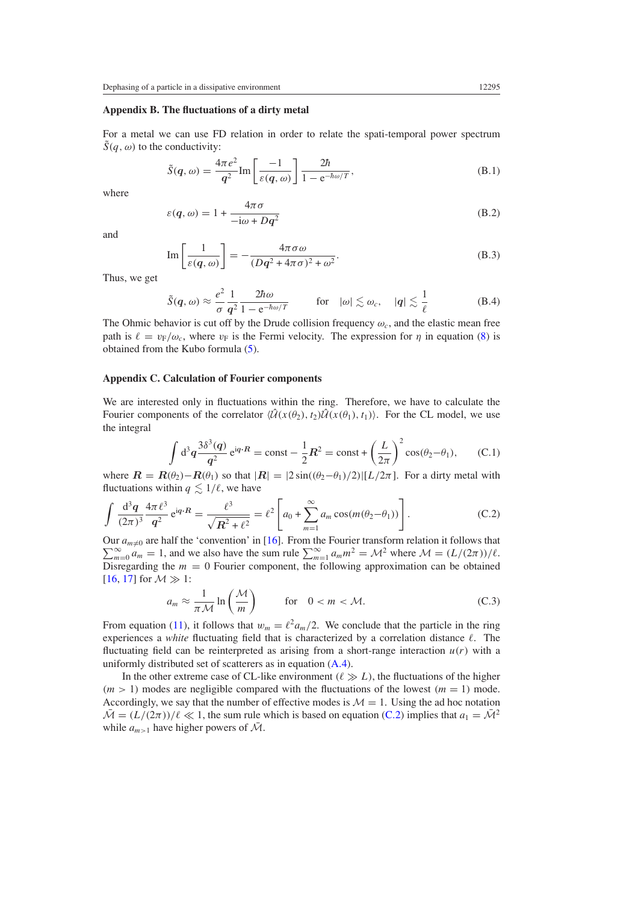### Appendix B. The fluctuations of a dirty metal

For a metal we can use FD relation in order to relate the spati-temporal power spectrum $\tilde{S}(q, \omega)$ to the conductivity:

$$\tilde{S}(\boldsymbol{q}, \omega) = \frac{4\pi e^2}{\boldsymbol{q}^2} \mathrm{Im}\left[\frac{-1}{\varepsilon(\boldsymbol{q}, \omega)}\right] \frac{2\hbar}{1 - \mathrm{e}^{-\hbar\omega/T}}, \tag{B.1}$$

where

$$\varepsilon(\boldsymbol{q}, \omega) = 1 + \frac{4\pi\sigma}{-\mathrm{i}\omega + D\boldsymbol{q}^2} \tag{B.2}$$

and

$$\mathrm{Im}\left[\frac{1}{\varepsilon(\boldsymbol{q}, \omega)}\right] = -\frac{4\pi\sigma\omega}{(D\boldsymbol{q}^2 + 4\pi\sigma)^2 + \omega^2}. \tag{B.3}$$

Thus, we get

$$\tilde{S}(\boldsymbol{q}, \omega) \approx \frac{e^2}{\sigma} \frac{1}{\boldsymbol{q}^2} \frac{2\hbar\omega}{1 - \mathrm{e}^{-\hbar\omega/T}} \qquad \text{for} \quad |\omega| \lesssim \omega_c, \quad |\boldsymbol{q}| \lesssim \frac{1}{\ell} \tag{B.4}$$

The Ohmic behavior is cut off by the Drude collision frequency $\omega_c$, and the elastic mean free path is $\ell = v_{\mathrm{F}}/\omega_c$, where $v_{\mathrm{F}}$ is the Fermi velocity. The expression for $\eta$ in equation (8) is obtained from the Kubo formula (5).

### Appendix C. Calculation of Fourier components

We are interested only in fluctuations within the ring. Therefore, we have to calculate the Fourier components of the correlator $\langle\hat{\mathcal{U}}(x(\theta_2), t_2)\hat{\mathcal{U}}(x(\theta_1), t_1)\rangle$. For the CL model, we use the integral

$$\int \mathrm{d}^3\boldsymbol{q} \frac{3\delta^3(\boldsymbol{q})}{\boldsymbol{q}^2} \mathrm{e}^{\mathrm{i}\boldsymbol{q}\cdot\boldsymbol{R}} = \text{const} - \frac{1}{2}\boldsymbol{R}^2 = \text{const} + \left(\frac{L}{2\pi}\right)^2 \cos(\theta_2 - \theta_1), \tag{C.1}$$

where $\boldsymbol{R} = \boldsymbol{R}(\theta_2) - \boldsymbol{R}(\theta_1)$ so that $|\boldsymbol{R}| = |2\sin((\theta_2 - \theta_1)/2)|[L/2\pi]$. For a dirty metal with fluctuations within $q \lesssim 1/\ell$, we have

$$\int \frac{\mathrm{d}^3\boldsymbol{q}}{(2\pi)^3} \frac{4\pi\ell^3}{\boldsymbol{q}^2} \mathrm{e}^{\mathrm{i}\boldsymbol{q}\cdot\boldsymbol{R}} = \frac{\ell^3}{\sqrt{\boldsymbol{R}^2 + \ell^2}} = \ell^2 \left[a_0 + \sum_{m=1}^{\infty} a_m \cos(m(\theta_2 - \theta_1))\right]. \tag{C.2}$$

Our $a_{m\neq 0}$ are half the 'convention' in [16]. From the Fourier transform relation it follows that $\sum_{m=0}^{\infty} a_m = 1$, and we also have the sum rule $\sum_{m=1}^{\infty} a_m m^2 = \mathcal{M}^2$ where $\mathcal{M} = (L/(2\pi))/\ell$. Disregarding the $m = 0$ Fourier component, the following approximation can be obtained [16, 17] for $\mathcal{M} \gg 1$:

$$a_m \approx \frac{1}{\pi\mathcal{M}} \ln\left(\frac{\mathcal{M}}{m}\right) \qquad \text{for} \quad 0 < m < \mathcal{M}. \tag{C.3}$$

From equation (11), it follows that $w_m = \ell^2 a_m/2$. We conclude that the particle in the ring experiences a *white* fluctuating field that is characterized by a correlation distance $\ell$. The fluctuating field can be reinterpreted as arising from a short-range interaction $u(r)$ with a uniformly distributed set of scatterers as in equation (A.4).

In the other extreme case of CL-like environment ($\ell \gg L$), the fluctuations of the higher ($m > 1$) modes are negligible compared with the fluctuations of the lowest ($m = 1$) mode. Accordingly, we say that the number of effective modes is $\mathcal{M} = 1$. Using the ad hoc notation $\bar{\mathcal{M}} = (L/(2\pi))/\ell \ll 1$, the sum rule which is based on equation (C.2) implies that $a_1 = \bar{\mathcal{M}}^2$ while $a_{m>1}$ have higher powers of $\bar{\mathcal{M}}$.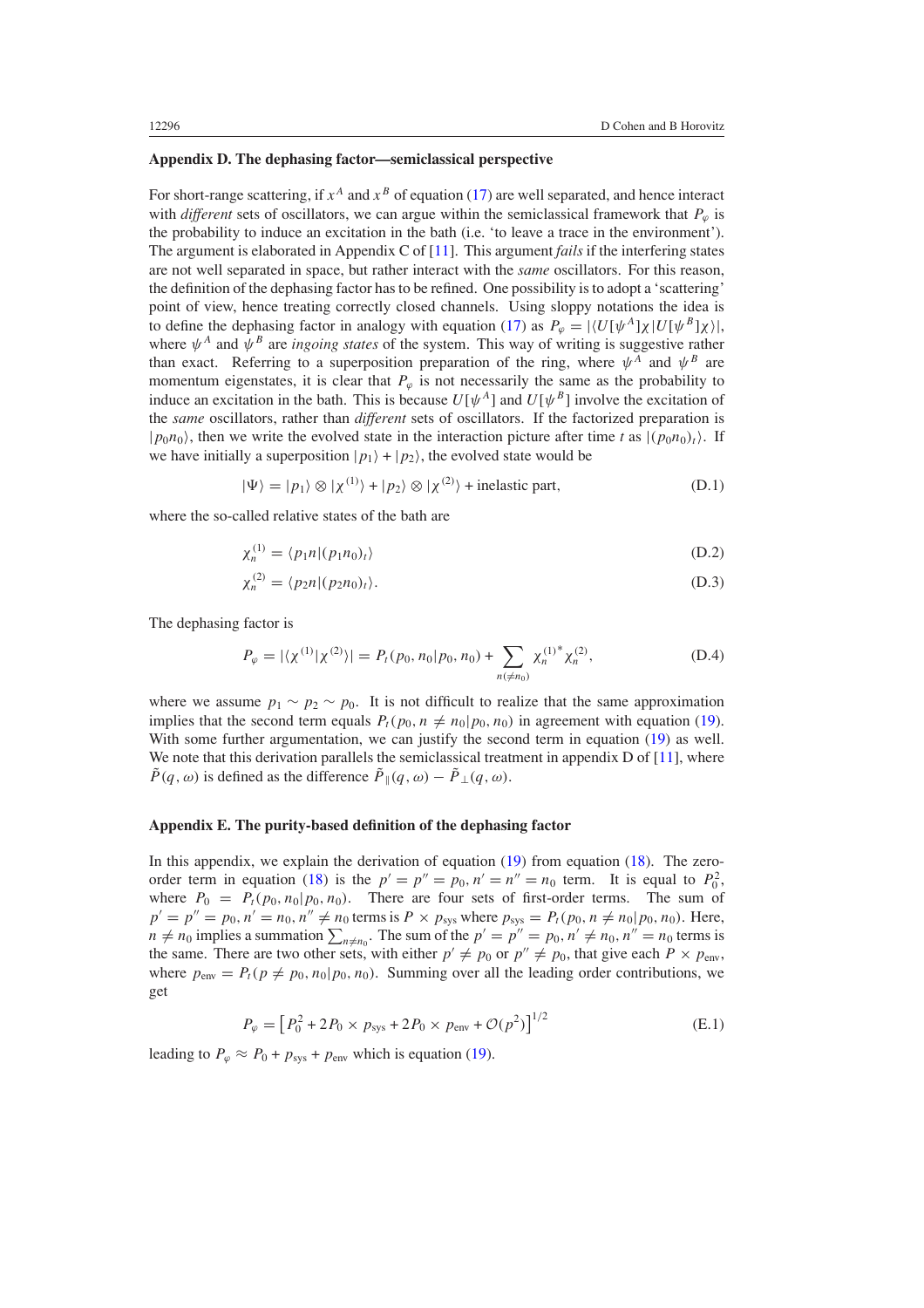## Appendix D. The dephasing factor—semiclassical perspective

For short-range scattering, if $x^A$ and $x^B$ of equation (17) are well separated, and hence interact with *different* sets of oscillators, we can argue within the semiclassical framework that $P_\varphi$ is the probability to induce an excitation in the bath (i.e. 'to leave a trace in the environment'). The argument is elaborated in Appendix C of [11]. This argument *fails* if the interfering states are not well separated in space, but rather interact with the *same* oscillators. For this reason, the definition of the dephasing factor has to be refined. One possibility is to adopt a 'scattering' point of view, hence treating correctly closed channels. Using sloppy notations the idea is to define the dephasing factor in analogy with equation (17) as $P_\varphi = |\langle U[\psi^A]\chi|U[\psi^B]\chi\rangle|$, where $\psi^A$ and $\psi^B$ are *ingoing states* of the system. This way of writing is suggestive rather than exact. Referring to a superposition preparation of the ring, where $\psi^A$ and $\psi^B$ are momentum eigenstates, it is clear that $P_\varphi$ is not necessarily the same as the probability to induce an excitation in the bath. This is because $U[\psi^A]$ and $U[\psi^B]$ involve the excitation of the *same* oscillators, rather than *different* sets of oscillators. If the factorized preparation is $|p_0 n_0\rangle$, then we write the evolved state in the interaction picture after time $t$ as $|(p_0 n_0)_t\rangle$. If we have initially a superposition $|p_1\rangle + |p_2\rangle$, the evolved state would be

$$|\Psi\rangle = |p_1\rangle \otimes |\chi^{(1)}\rangle + |p_2\rangle \otimes |\chi^{(2)}\rangle + \text{inelastic part}, \tag{D.1}$$

where the so-called relative states of the bath are

$$\chi_n^{(1)} = \langle p_1 n|(p_1 n_0)_t\rangle \tag{D.2}$$

$$\chi_n^{(2)} = \langle p_2 n|(p_2 n_0)_t\rangle. \tag{D.3}$$

The dephasing factor is

$$P_\varphi = |\langle\chi^{(1)}|\chi^{(2)}\rangle| = P_t(p_0, n_0|p_0, n_0) + \sum_{n(\neq n_0)} \chi_n^{(1)*}\chi_n^{(2)}, \tag{D.4}$$

where we assume $p_1 \sim p_2 \sim p_0$. It is not difficult to realize that the same approximation implies that the second term equals $P_t(p_0, n \neq n_0|p_0, n_0)$ in agreement with equation (19). With some further argumentation, we can justify the second term in equation (19) as well. We note that this derivation parallels the semiclassical treatment in appendix D of [11], where $\tilde{P}(q,\omega)$ is defined as the difference $\tilde{P}_\parallel(q,\omega) - \tilde{P}_\perp(q,\omega)$.

## Appendix E. The purity-based definition of the dephasing factor

In this appendix, we explain the derivation of equation (19) from equation (18). The zero-order term in equation (18) is the $p' = p'' = p_0, n' = n'' = n_0$ term. It is equal to $P_0^2$, where $P_0 = P_t(p_0, n_0|p_0, n_0)$. There are four sets of first-order terms. The sum of $p' = p'' = p_0, n' = n_0, n'' \neq n_0$ terms is $P \times p_{\text{sys}}$ where $p_{\text{sys}} = P_t(p_0, n \neq n_0|p_0, n_0)$. Here, $n \neq n_0$ implies a summation $\sum_{n\neq n_0}$. The sum of the $p' = p'' = p_0, n' \neq n_0, n'' = n_0$ terms is the same. There are two other sets, with either $p' \neq p_0$ or $p'' \neq p_0$, that give each $P \times p_{\text{env}}$, where $p_{\text{env}} = P_t(p \neq p_0, n_0|p_0, n_0)$. Summing over all the leading order contributions, we get

$$P_\varphi = \left[P_0^2 + 2P_0 \times p_{\text{sys}} + 2P_0 \times p_{\text{env}} + \mathcal{O}(p^2)\right]^{1/2} \tag{E.1}$$

leading to $P_\varphi \approx P_0 + p_{\text{sys}} + p_{\text{env}}$ which is equation (19).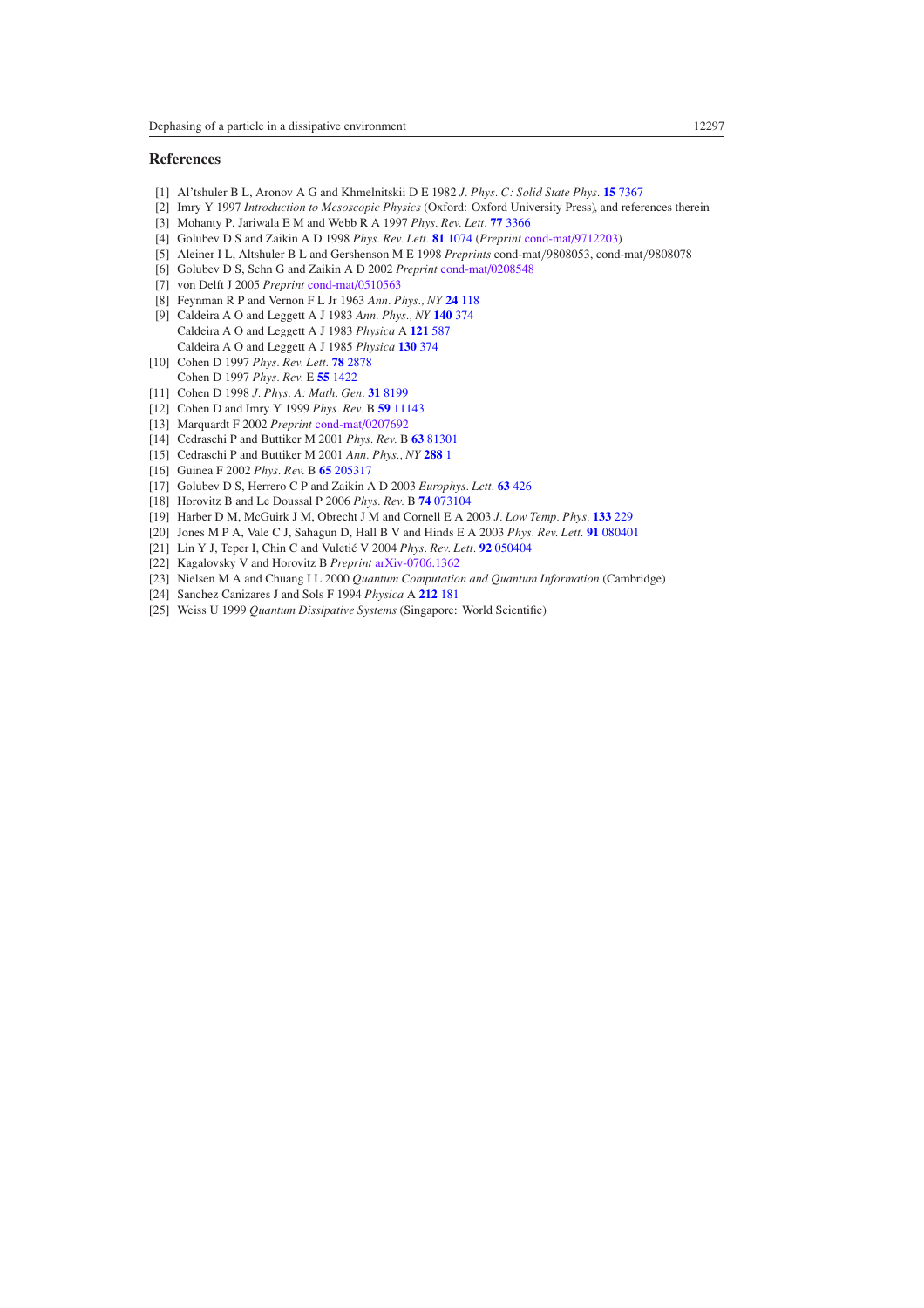## References

[1] Al'tshuler B L, Aronov A G and Khmelnitskii D E 1982 *J. Phys. C: Solid State Phys.* **15** 7367

[2] Imry Y 1997 *Introduction to Mesoscopic Physics* (Oxford: Oxford University Press), and references therein

[3] Mohanty P, Jariwala E M and Webb R A 1997 *Phys. Rev. Lett.* **77** 3366

[4] Golubev D S and Zaikin A D 1998 *Phys. Rev. Lett.* **81** 1074 (*Preprint* cond-mat/9712203)

[5] Aleiner I L, Altshuler B L and Gershenson M E 1998 *Preprints* cond-mat/9808053, cond-mat/9808078

[6] Golubev D S, Schn G and Zaikin A D 2002 *Preprint* cond-mat/0208548

[7] von Delft J 2005 *Preprint* cond-mat/0510563

[8] Feynman R P and Vernon F L Jr 1963 *Ann. Phys., NY* **24** 118

[9] Caldeira A O and Leggett A J 1983 *Ann. Phys., NY* **140** 374
Caldeira A O and Leggett A J 1983 *Physica* A **121** 587
Caldeira A O and Leggett A J 1985 *Physica* **130** 374

[10] Cohen D 1997 *Phys. Rev. Lett.* **78** 2878
Cohen D 1997 *Phys. Rev.* E **55** 1422

[11] Cohen D 1998 *J. Phys. A: Math. Gen.* **31** 8199

[12] Cohen D and Imry Y 1999 *Phys. Rev.* B **59** 11143

[13] Marquardt F 2002 *Preprint* cond-mat/0207692

[14] Cedraschi P and Buttiker M 2001 *Phys. Rev.* B **63** 81301

[15] Cedraschi P and Buttiker M 2001 *Ann. Phys., NY* **288** 1

[16] Guinea F 2002 *Phys. Rev.* B **65** 205317

[17] Golubev D S, Herrero C P and Zaikin A D 2003 *Europhys. Lett.* **63** 426

[18] Horovitz B and Le Doussal P 2006 *Phys. Rev.* B **74** 073104

[19] Harber D M, McGuirk J M, Obrecht J M and Cornell E A 2003 *J. Low Temp. Phys.* **133** 229

[20] Jones M P A, Vale C J, Sahagun D, Hall B V and Hinds E A 2003 *Phys. Rev. Lett.* **91** 080401

[21] Lin Y J, Teper I, Chin C and Vuletić V 2004 *Phys. Rev. Lett.* **92** 050404

[22] Kagalovsky V and Horovitz B *Preprint* arXiv-0706.1362

[23] Nielsen M A and Chuang I L 2000 *Quantum Computation and Quantum Information* (Cambridge)

[24] Sanchez Canizares J and Sols F 1994 *Physica* A **212** 181

[25] Weiss U 1999 *Quantum Dissipative Systems* (Singapore: World Scientific)